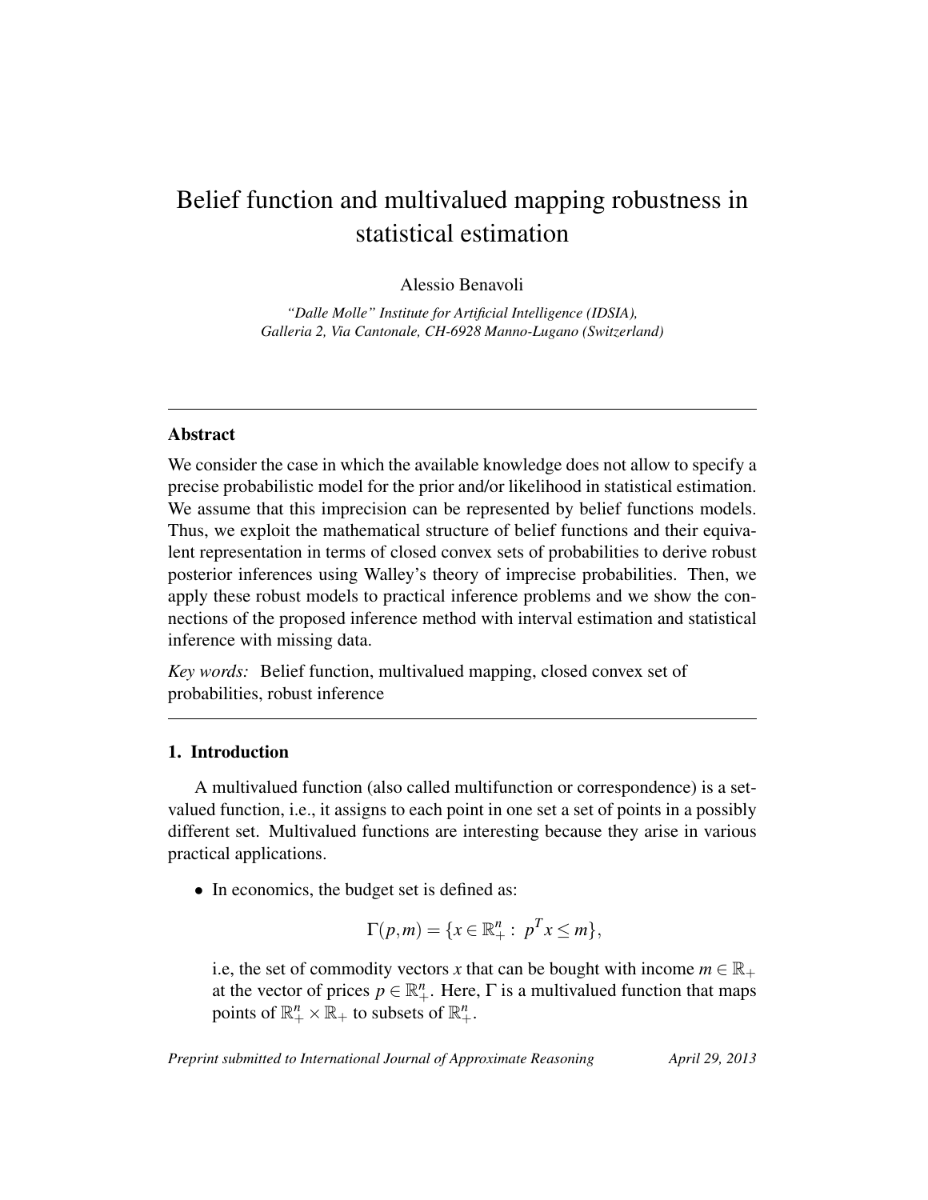# Belief function and multivalued mapping robustness in statistical estimation

Alessio Benavoli

*"Dalle Molle" Institute for Artificial Intelligence (IDSIA), Galleria 2, Via Cantonale, CH-6928 Manno-Lugano (Switzerland)*

---

## Abstract

We consider the case in which the available knowledge does not allow to specify a precise probabilistic model for the prior and/or likelihood in statistical estimation. We assume that this imprecision can be represented by belief functions models. Thus, we exploit the mathematical structure of belief functions and their equivalent representation in terms of closed convex sets of probabilities to derive robust posterior inferences using Walley's theory of imprecise probabilities. Then, we apply these robust models to practical inference problems and we show the connections of the proposed inference method with interval estimation and statistical inference with missing data.

*Key words:* Belief function, multivalued mapping, closed convex set of probabilities, robust inference

---

## 1. Introduction

A multivalued function (also called multifunction or correspondence) is a set-valued function, i.e., it assigns to each point in one set a set of points in a possibly different set. Multivalued functions are interesting because they arise in various practical applications.

- In economics, the budget set is defined as:

  $$\Gamma(p,m) = \{x \in \mathbb{R}^n_+ : \; p^T x \leq m\},$$

  i.e, the set of commodity vectors $x$ that can be bought with income $m \in \mathbb{R}_+$ at the vector of prices $p \in \mathbb{R}^n_+$. Here, $\Gamma$ is a multivalued function that maps points of $\mathbb{R}^n_+ \times \mathbb{R}_+$ to subsets of $\mathbb{R}^n_+$.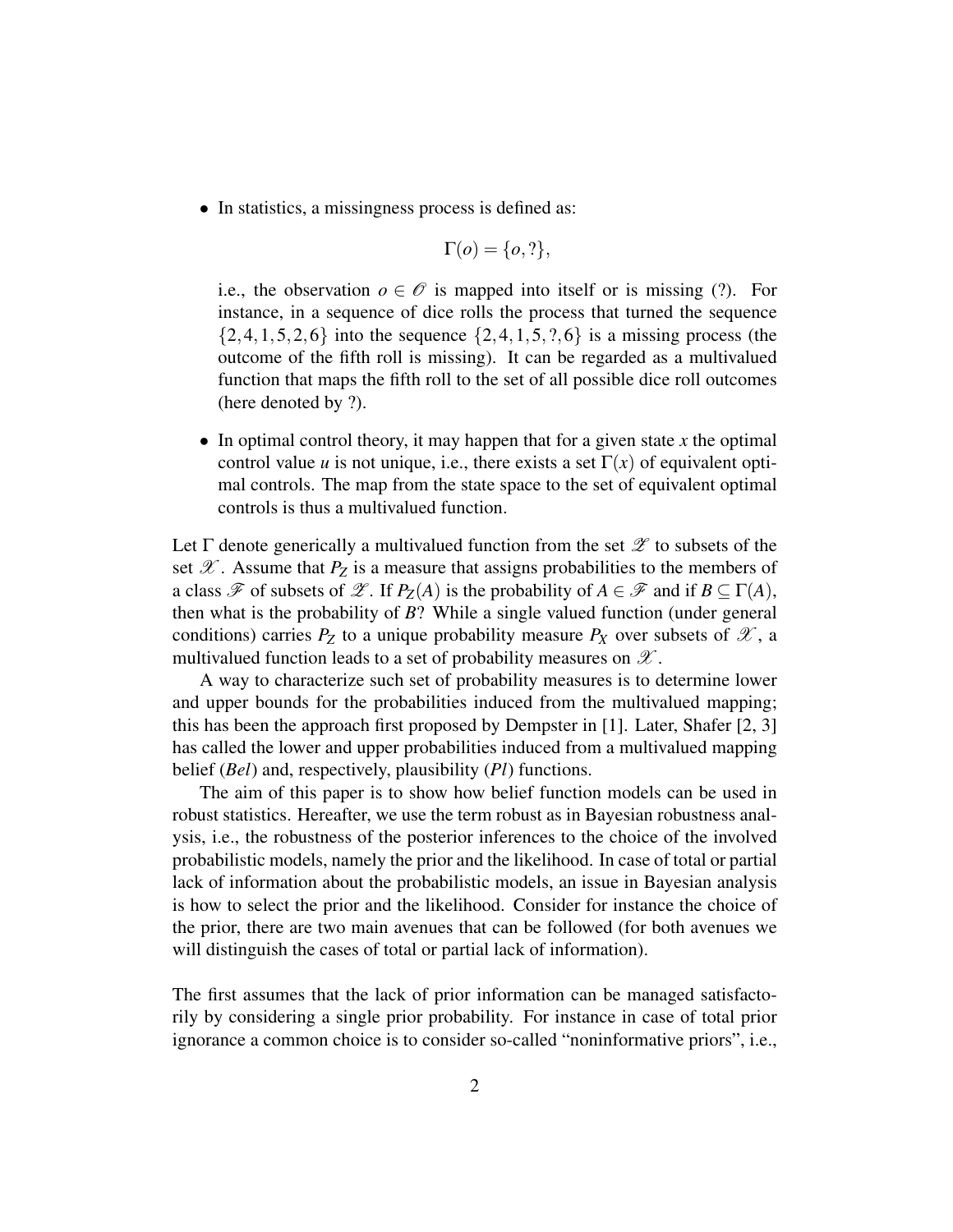- In statistics, a missingness process is defined as:

$$\Gamma(o) = \{o, ?\},$$

i.e., the observation $o \in \mathscr{O}$ is mapped into itself or is missing (?). For instance, in a sequence of dice rolls the process that turned the sequence $\{2, 4, 1, 5, 2, 6\}$ into the sequence $\{2, 4, 1, 5, ?, 6\}$ is a missing process (the outcome of the fifth roll is missing). It can be regarded as a multivalued function that maps the fifth roll to the set of all possible dice roll outcomes (here denoted by ?).

- In optimal control theory, it may happen that for a given state $x$ the optimal control value $u$ is not unique, i.e., there exists a set $\Gamma(x)$ of equivalent optimal controls. The map from the state space to the set of equivalent optimal controls is thus a multivalued function.

Let $\Gamma$ denote generically a multivalued function from the set $\mathscr{Z}$ to subsets of the set $\mathscr{X}$. Assume that $P_Z$ is a measure that assigns probabilities to the members of a class $\mathscr{F}$ of subsets of $\mathscr{Z}$. If $P_Z(A)$ is the probability of $A \in \mathscr{F}$ and if $B \subseteq \Gamma(A)$, then what is the probability of $B$? While a single valued function (under general conditions) carries $P_Z$ to a unique probability measure $P_X$ over subsets of $\mathscr{X}$, a multivalued function leads to a set of probability measures on $\mathscr{X}$.

A way to characterize such set of probability measures is to determine lower and upper bounds for the probabilities induced from the multivalued mapping; this has been the approach first proposed by Dempster in [1]. Later, Shafer [2, 3] has called the lower and upper probabilities induced from a multivalued mapping belief (*Bel*) and, respectively, plausibility (*Pl*) functions.

The aim of this paper is to show how belief function models can be used in robust statistics. Hereafter, we use the term robust as in Bayesian robustness analysis, i.e., the robustness of the posterior inferences to the choice of the involved probabilistic models, namely the prior and the likelihood. In case of total or partial lack of information about the probabilistic models, an issue in Bayesian analysis is how to select the prior and the likelihood. Consider for instance the choice of the prior, there are two main avenues that can be followed (for both avenues we will distinguish the cases of total or partial lack of information).

The first assumes that the lack of prior information can be managed satisfactorily by considering a single prior probability. For instance in case of total prior ignorance a common choice is to consider so-called "noninformative priors", i.e.,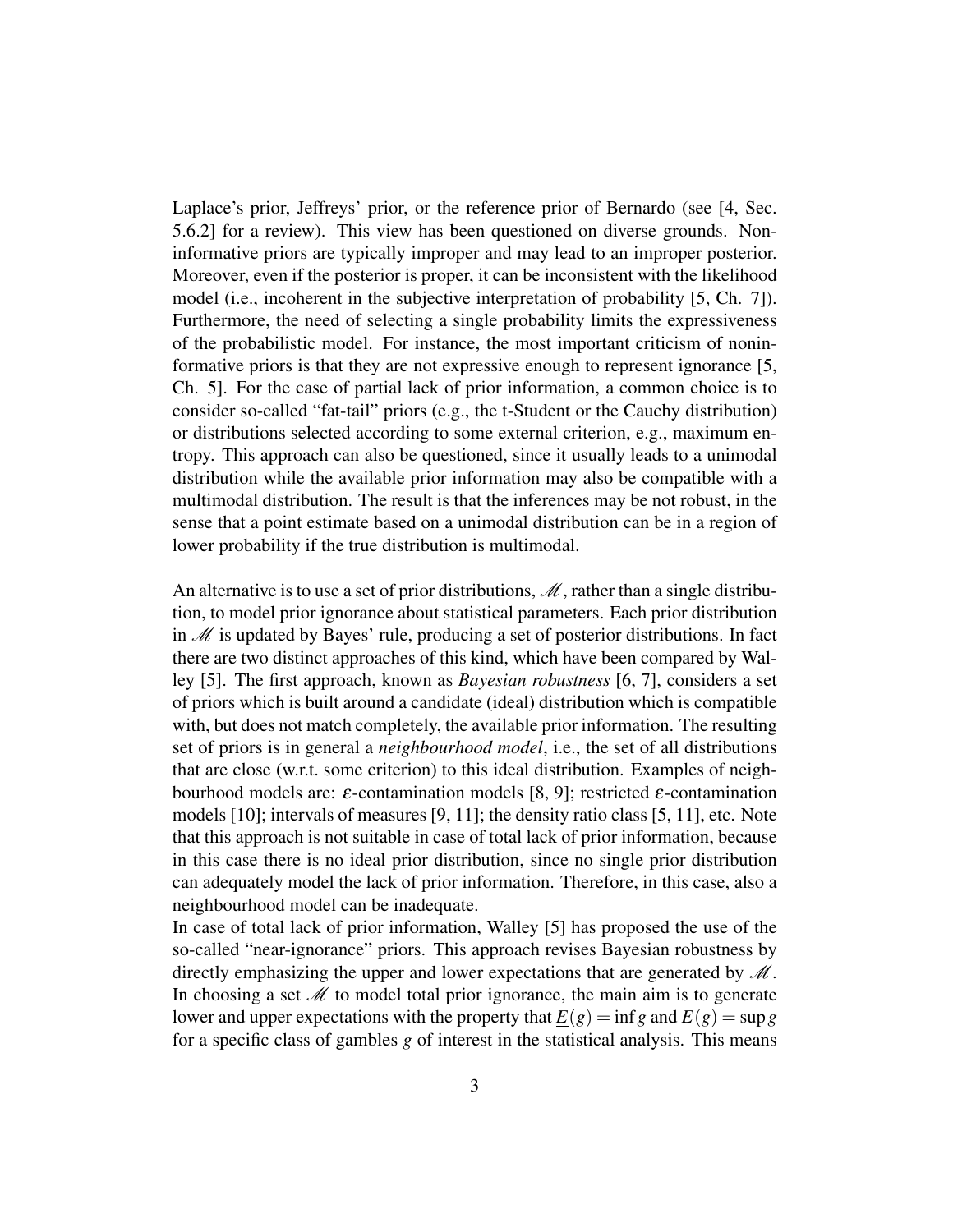Laplace's prior, Jeffreys' prior, or the reference prior of Bernardo (see [4, Sec. 5.6.2] for a review). This view has been questioned on diverse grounds. Noninformative priors are typically improper and may lead to an improper posterior. Moreover, even if the posterior is proper, it can be inconsistent with the likelihood model (i.e., incoherent in the subjective interpretation of probability [5, Ch. 7]). Furthermore, the need of selecting a single probability limits the expressiveness of the probabilistic model. For instance, the most important criticism of noninformative priors is that they are not expressive enough to represent ignorance [5, Ch. 5]. For the case of partial lack of prior information, a common choice is to consider so-called "fat-tail" priors (e.g., the t-Student or the Cauchy distribution) or distributions selected according to some external criterion, e.g., maximum entropy. This approach can also be questioned, since it usually leads to a unimodal distribution while the available prior information may also be compatible with a multimodal distribution. The result is that the inferences may be not robust, in the sense that a point estimate based on a unimodal distribution can be in a region of lower probability if the true distribution is multimodal.

An alternative is to use a set of prior distributions, $\mathscr{M}$, rather than a single distribution, to model prior ignorance about statistical parameters. Each prior distribution in $\mathscr{M}$ is updated by Bayes' rule, producing a set of posterior distributions. In fact there are two distinct approaches of this kind, which have been compared by Walley [5]. The first approach, known as *Bayesian robustness* [6, 7], considers a set of priors which is built around a candidate (ideal) distribution which is compatible with, but does not match completely, the available prior information. The resulting set of priors is in general a *neighbourhood model*, i.e., the set of all distributions that are close (w.r.t. some criterion) to this ideal distribution. Examples of neighbourhood models are: $\varepsilon$-contamination models [8, 9]; restricted $\varepsilon$-contamination models [10]; intervals of measures [9, 11]; the density ratio class [5, 11], etc. Note that this approach is not suitable in case of total lack of prior information, because in this case there is no ideal prior distribution, since no single prior distribution can adequately model the lack of prior information. Therefore, in this case, also a neighbourhood model can be inadequate.

In case of total lack of prior information, Walley [5] has proposed the use of the so-called "near-ignorance" priors. This approach revises Bayesian robustness by directly emphasizing the upper and lower expectations that are generated by $\mathscr{M}$. In choosing a set $\mathscr{M}$ to model total prior ignorance, the main aim is to generate lower and upper expectations with the property that $\underline{E}(g) = \inf g$ and $\overline{E}(g) = \sup g$ for a specific class of gambles $g$ of interest in the statistical analysis. This means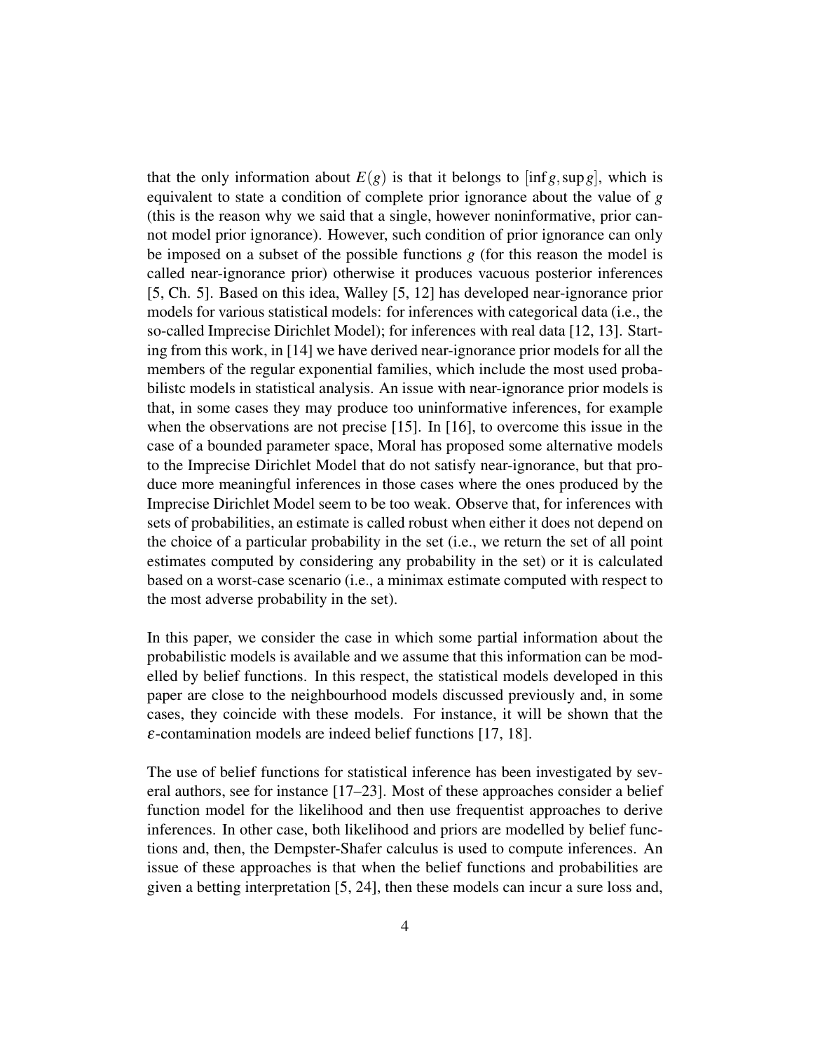that the only information about $E(g)$ is that it belongs to $[\inf g, \sup g]$, which is equivalent to state a condition of complete prior ignorance about the value of $g$ (this is the reason why we said that a single, however noninformative, prior cannot model prior ignorance). However, such condition of prior ignorance can only be imposed on a subset of the possible functions $g$ (for this reason the model is called near-ignorance prior) otherwise it produces vacuous posterior inferences [5, Ch. 5]. Based on this idea, Walley [5, 12] has developed near-ignorance prior models for various statistical models: for inferences with categorical data (i.e., the so-called Imprecise Dirichlet Model); for inferences with real data [12, 13]. Starting from this work, in [14] we have derived near-ignorance prior models for all the members of the regular exponential families, which include the most used probabilistc models in statistical analysis. An issue with near-ignorance prior models is that, in some cases they may produce too uninformative inferences, for example when the observations are not precise [15]. In [16], to overcome this issue in the case of a bounded parameter space, Moral has proposed some alternative models to the Imprecise Dirichlet Model that do not satisfy near-ignorance, but that produce more meaningful inferences in those cases where the ones produced by the Imprecise Dirichlet Model seem to be too weak. Observe that, for inferences with sets of probabilities, an estimate is called robust when either it does not depend on the choice of a particular probability in the set (i.e., we return the set of all point estimates computed by considering any probability in the set) or it is calculated based on a worst-case scenario (i.e., a minimax estimate computed with respect to the most adverse probability in the set).

In this paper, we consider the case in which some partial information about the probabilistic models is available and we assume that this information can be modelled by belief functions. In this respect, the statistical models developed in this paper are close to the neighbourhood models discussed previously and, in some cases, they coincide with these models. For instance, it will be shown that the $\varepsilon$-contamination models are indeed belief functions [17, 18].

The use of belief functions for statistical inference has been investigated by several authors, see for instance [17–23]. Most of these approaches consider a belief function model for the likelihood and then use frequentist approaches to derive inferences. In other case, both likelihood and priors are modelled by belief functions and, then, the Dempster-Shafer calculus is used to compute inferences. An issue of these approaches is that when the belief functions and probabilities are given a betting interpretation [5, 24], then these models can incur a sure loss and,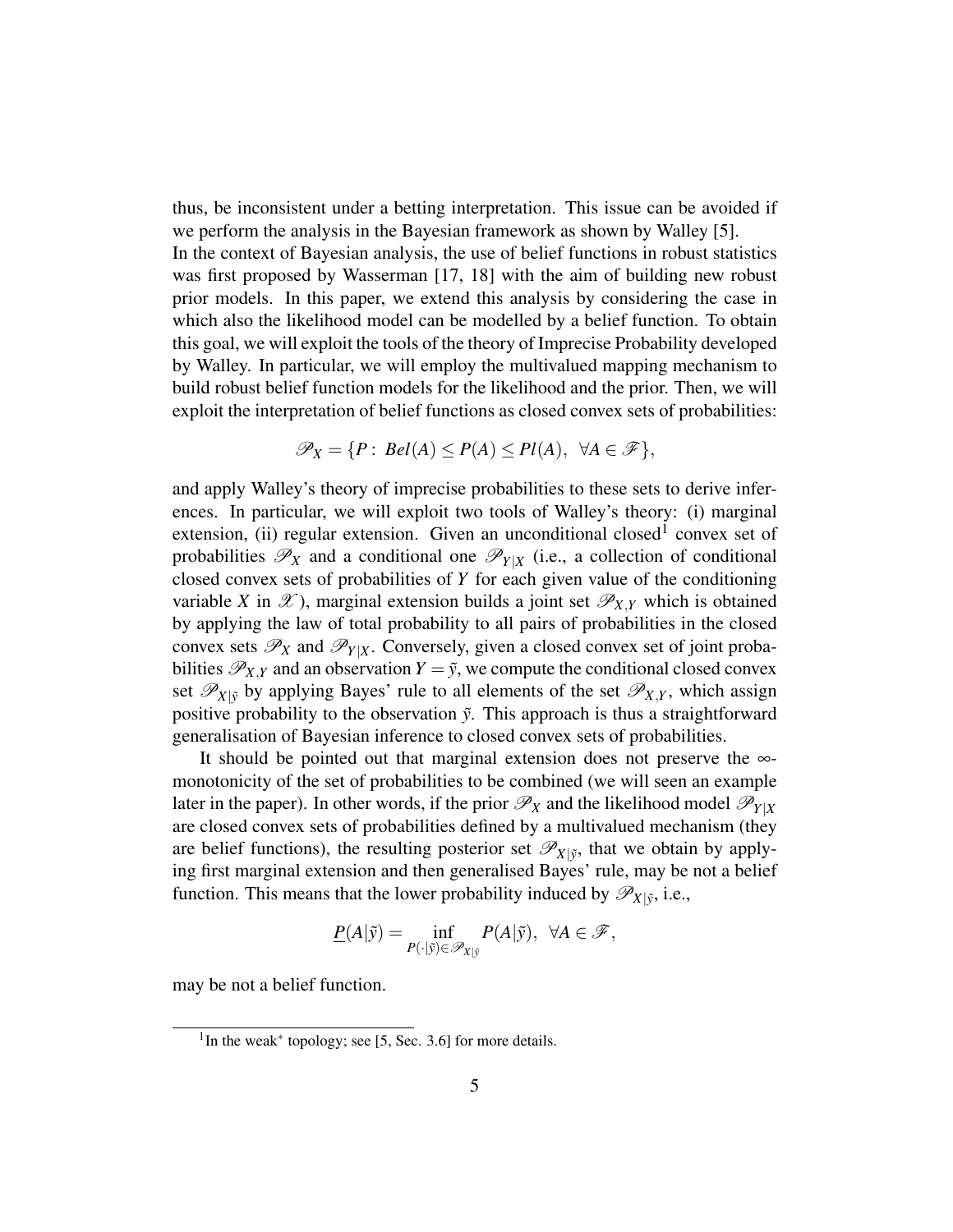thus, be inconsistent under a betting interpretation. This issue can be avoided if we perform the analysis in the Bayesian framework as shown by Walley [5].
In the context of Bayesian analysis, the use of belief functions in robust statistics was first proposed by Wasserman [17, 18] with the aim of building new robust prior models. In this paper, we extend this analysis by considering the case in which also the likelihood model can be modelled by a belief function. To obtain this goal, we will exploit the tools of the theory of Imprecise Probability developed by Walley. In particular, we will employ the multivalued mapping mechanism to build robust belief function models for the likelihood and the prior. Then, we will exploit the interpretation of belief functions as closed convex sets of probabilities:

$$\mathscr{P}_X = \{P: \; Bel(A) \leq P(A) \leq Pl(A), \;\; \forall A \in \mathscr{F}\},$$

and apply Walley's theory of imprecise probabilities to these sets to derive inferences. In particular, we will exploit two tools of Walley's theory: (i) marginal extension, (ii) regular extension. Given an unconditional closed[1] convex set of probabilities $\mathscr{P}_X$ and a conditional one $\mathscr{P}_{Y|X}$ (i.e., a collection of conditional closed convex sets of probabilities of $Y$ for each given value of the conditioning variable $X$ in $\mathscr{X}$), marginal extension builds a joint set $\mathscr{P}_{X,Y}$ which is obtained by applying the law of total probability to all pairs of probabilities in the closed convex sets $\mathscr{P}_X$ and $\mathscr{P}_{Y|X}$. Conversely, given a closed convex set of joint probabilities $\mathscr{P}_{X,Y}$ and an observation $Y = \tilde{y}$, we compute the conditional closed convex set $\mathscr{P}_{X|\tilde{y}}$ by applying Bayes' rule to all elements of the set $\mathscr{P}_{X,Y}$, which assign positive probability to the observation $\tilde{y}$. This approach is thus a straightforward generalisation of Bayesian inference to closed convex sets of probabilities.

It should be pointed out that marginal extension does not preserve the $\infty$-monotonicity of the set of probabilities to be combined (we will seen an example later in the paper). In other words, if the prior $\mathscr{P}_X$ and the likelihood model $\mathscr{P}_{Y|X}$ are closed convex sets of probabilities defined by a multivalued mechanism (they are belief functions), the resulting posterior set $\mathscr{P}_{X|\tilde{y}}$, that we obtain by applying first marginal extension and then generalised Bayes' rule, may be not a belief function. This means that the lower probability induced by $\mathscr{P}_{X|\tilde{y}}$, i.e.,

$$\underline{P}(A|\tilde{y}) = \inf_{P(\cdot|\tilde{y}) \in \mathscr{P}_{X|\tilde{y}}} P(A|\tilde{y}), \;\; \forall A \in \mathscr{F},$$

may be not a belief function.

[1] In the weak$^*$ topology; see [5, Sec. 3.6] for more details.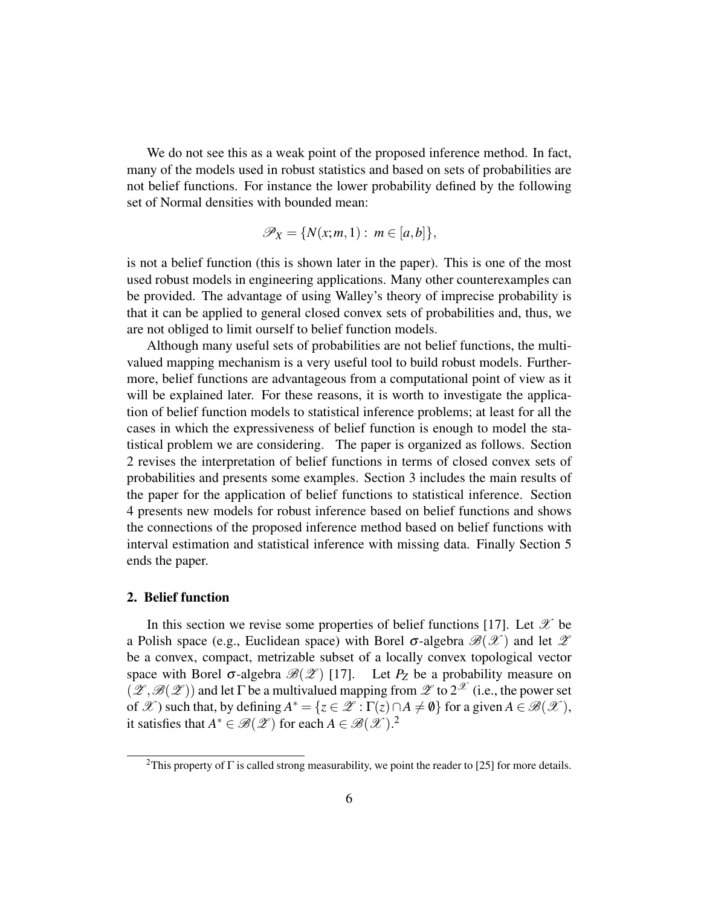We do not see this as a weak point of the proposed inference method. In fact, many of the models used in robust statistics and based on sets of probabilities are not belief functions. For instance the lower probability defined by the following set of Normal densities with bounded mean:

$$\mathscr{P}_X = \{N(x;m,1):\ m \in [a,b]\},$$

is not a belief function (this is shown later in the paper). This is one of the most used robust models in engineering applications. Many other counterexamples can be provided. The advantage of using Walley's theory of imprecise probability is that it can be applied to general closed convex sets of probabilities and, thus, we are not obliged to limit ourself to belief function models.

Although many useful sets of probabilities are not belief functions, the multivalued mapping mechanism is a very useful tool to build robust models. Furthermore, belief functions are advantageous from a computational point of view as it will be explained later. For these reasons, it is worth to investigate the application of belief function models to statistical inference problems; at least for all the cases in which the expressiveness of belief function is enough to model the statistical problem we are considering. The paper is organized as follows. Section 2 revises the interpretation of belief functions in terms of closed convex sets of probabilities and presents some examples. Section 3 includes the main results of the paper for the application of belief functions to statistical inference. Section 4 presents new models for robust inference based on belief functions and shows the connections of the proposed inference method based on belief functions with interval estimation and statistical inference with missing data. Finally Section 5 ends the paper.

## 2. Belief function

In this section we revise some properties of belief functions [17]. Let $\mathscr{X}$ be a Polish space (e.g., Euclidean space) with Borel $\sigma$-algebra $\mathscr{B}(\mathscr{X})$ and let $\mathscr{Z}$ be a convex, compact, metrizable subset of a locally convex topological vector space with Borel $\sigma$-algebra $\mathscr{B}(\mathscr{Z})$ [17]. Let $P_Z$ be a probability measure on $(\mathscr{Z},\mathscr{B}(\mathscr{Z}))$ and let $\Gamma$ be a multivalued mapping from $\mathscr{Z}$ to $2^{\mathscr{X}}$ (i.e., the power set of $\mathscr{X}$) such that, by defining $A^* = \{z \in \mathscr{Z} : \Gamma(z) \cap A \neq \emptyset\}$ for a given $A \in \mathscr{B}(\mathscr{X})$, it satisfies that $A^* \in \mathscr{B}(\mathscr{Z})$ for each $A \in \mathscr{B}(\mathscr{X})$.[2]

[2] This property of $\Gamma$ is called strong measurability, we point the reader to [25] for more details.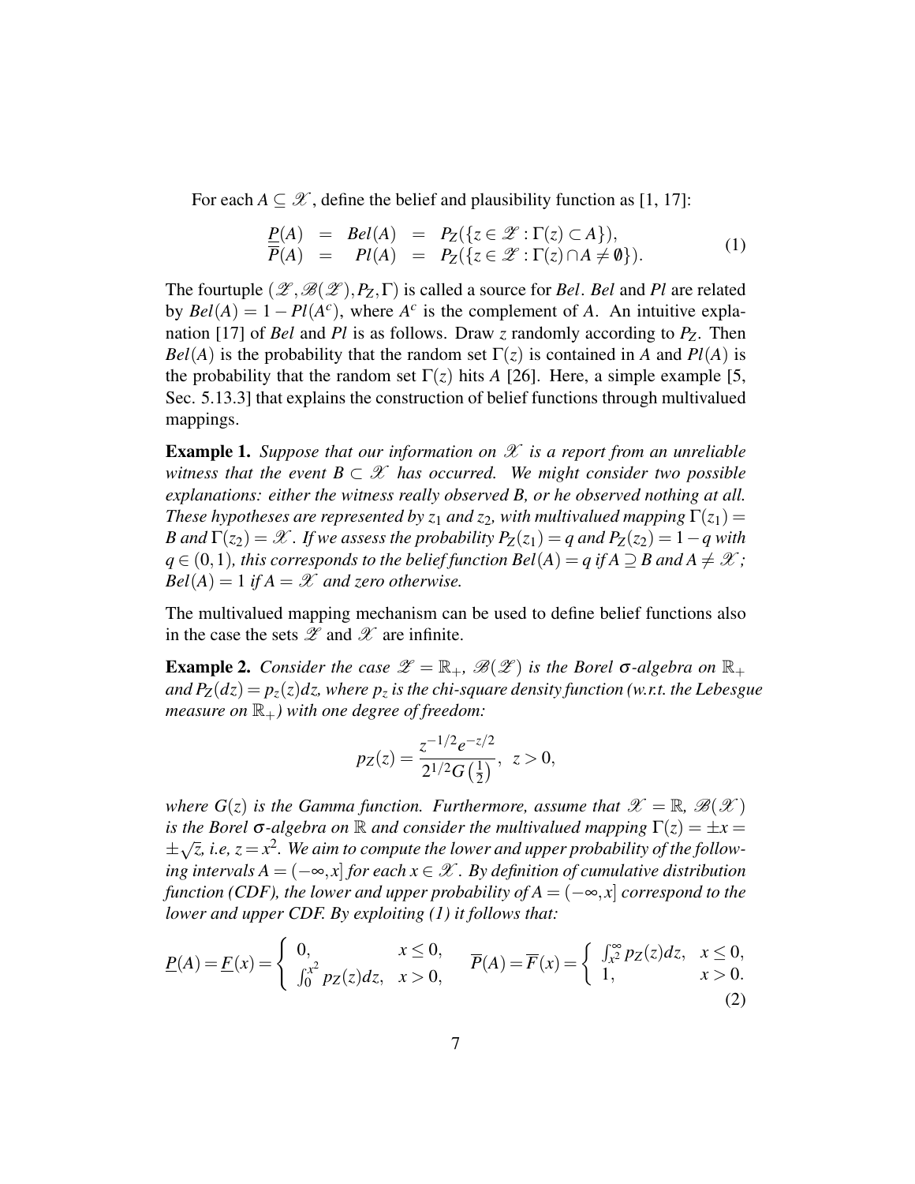For each $A \subseteq \mathscr{X}$, define the belief and plausibility function as [1, 17]:

$$
\begin{array}{rcccl}
\underline{P}(A) & = & Bel(A) & = & P_Z(\{z \in \mathscr{Z} : \Gamma(z) \subset A\}), \\
\overline{P}(A) & = & Pl(A) & = & P_Z(\{z \in \mathscr{Z} : \Gamma(z) \cap A \neq \emptyset\}).
\end{array} \tag{1}
$$

The fourtuple $(\mathscr{Z}, \mathscr{B}(\mathscr{Z}), P_Z, \Gamma)$ is called a source for *Bel*. *Bel* and *Pl* are related by $Bel(A) = 1 - Pl(A^c)$, where $A^c$ is the complement of $A$. An intuitive explanation [17] of *Bel* and *Pl* is as follows. Draw $z$ randomly according to $P_Z$. Then $Bel(A)$ is the probability that the random set $\Gamma(z)$ is contained in $A$ and $Pl(A)$ is the probability that the random set $\Gamma(z)$ hits $A$ [26]. Here, a simple example [5, Sec. 5.13.3] that explains the construction of belief functions through multivalued mappings.

**Example 1.** *Suppose that our information on $\mathscr{X}$ is a report from an unreliable witness that the event $B \subset \mathscr{X}$ has occurred. We might consider two possible explanations: either the witness really observed B, or he observed nothing at all. These hypotheses are represented by $z_1$ and $z_2$, with multivalued mapping $\Gamma(z_1) = B$ and $\Gamma(z_2) = \mathscr{X}$. If we assess the probability $P_Z(z_1) = q$ and $P_Z(z_2) = 1-q$ with $q \in (0,1)$, this corresponds to the belief function $Bel(A) = q$ if $A \supseteq B$ and $A \neq \mathscr{X}$; $Bel(A) = 1$ if $A = \mathscr{X}$ and zero otherwise.*

The multivalued mapping mechanism can be used to define belief functions also in the case the sets $\mathscr{Z}$ and $\mathscr{X}$ are infinite.

**Example 2.** *Consider the case $\mathscr{Z} = \mathbb{R}_+$, $\mathscr{B}(\mathscr{Z})$ is the Borel $\sigma$-algebra on $\mathbb{R}_+$ and $P_Z(dz) = p_z(z)dz$, where $p_z$ is the chi-square density function (w.r.t. the Lebesgue measure on $\mathbb{R}_+$) with one degree of freedom:*

$$
p_Z(z) = \frac{z^{-1/2} e^{-z/2}}{2^{1/2} G\left(\frac{1}{2}\right)}, \;\; z > 0,
$$

*where $G(z)$ is the Gamma function. Furthermore, assume that $\mathscr{X} = \mathbb{R}$, $\mathscr{B}(\mathscr{X})$ is the Borel $\sigma$-algebra on $\mathbb{R}$ and consider the multivalued mapping $\Gamma(z) = \pm x = \pm\sqrt{z}$, i.e, $z = x^2$. We aim to compute the lower and upper probability of the following intervals $A = (-\infty, x]$ for each $x \in \mathscr{X}$. By definition of cumulative distribution function (CDF), the lower and upper probability of $A = (-\infty, x]$ correspond to the lower and upper CDF. By exploiting (1) it follows that:*

$$
\underline{P}(A) = \underline{F}(x) = \left\{ \begin{array}{ll} 0, & x \leq 0, \\ \int_0^{x^2} p_Z(z)dz, & x > 0, \end{array} \right. \quad \overline{P}(A) = \overline{F}(x) = \left\{ \begin{array}{ll} \int_{x^2}^{\infty} p_Z(z)dz, & x \leq 0, \\ 1, & x > 0. \end{array} \right. \tag{2}
$$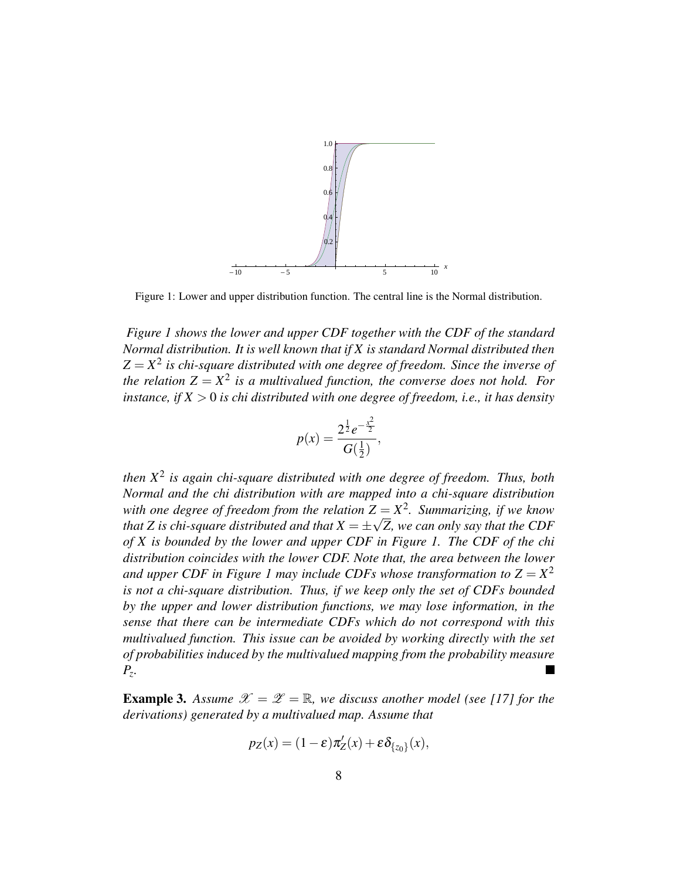Figure 1: Lower and upper distribution function. The central line is the Normal distribution.

*Figure 1 shows the lower and upper CDF together with the CDF of the standard Normal distribution. It is well known that if $X$ is standard Normal distributed then $Z = X^2$ is chi-square distributed with one degree of freedom. Since the inverse of the relation $Z = X^2$ is a multivalued function, the converse does not hold. For instance, if $X > 0$ is chi distributed with one degree of freedom, i.e., it has density*

$$p(x) = \frac{2^{\frac{1}{2}} e^{-\frac{x^2}{2}}}{G(\frac{1}{2})},$$

*then $X^2$ is again chi-square distributed with one degree of freedom. Thus, both Normal and the chi distribution with are mapped into a chi-square distribution with one degree of freedom from the relation $Z = X^2$. Summarizing, if we know that $Z$ is chi-square distributed and that $X = \pm\sqrt{Z}$, we can only say that the CDF of $X$ is bounded by the lower and upper CDF in Figure 1. The CDF of the chi distribution coincides with the lower CDF. Note that, the area between the lower and upper CDF in Figure 1 may include CDFs whose transformation to $Z = X^2$ is not a chi-square distribution. Thus, if we keep only the set of CDFs bounded by the upper and lower distribution functions, we may lose information, in the sense that there can be intermediate CDFs which do not correspond with this multivalued function. This issue can be avoided by working directly with the set of probabilities induced by the multivalued mapping from the probability measure $P_z$.* ∎

**Example 3.** *Assume $\mathscr{X} = \mathscr{Z} = \mathbb{R}$, we discuss another model (see [17] for the derivations) generated by a multivalued map. Assume that*

$$p_Z(x) = (1-\varepsilon)\pi_Z'(x) + \varepsilon\delta_{\{z_0\}}(x),$$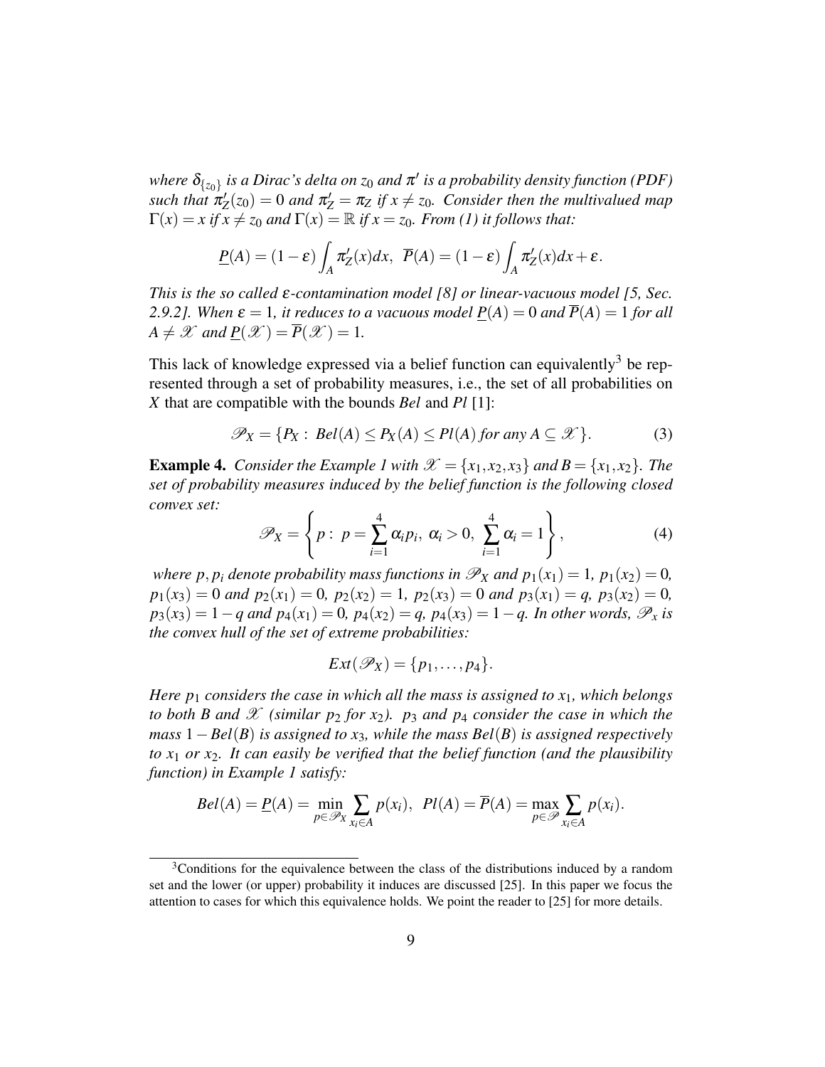*where $\delta_{\{z_0\}}$ is a Dirac's delta on $z_0$ and $\pi'$ is a probability density function (PDF) such that $\pi'_Z(z_0) = 0$ and $\pi'_Z = \pi_Z$ if $x \neq z_0$. Consider then the multivalued map $\Gamma(x) = x$ if $x \neq z_0$ and $\Gamma(x) = \mathbb{R}$ if $x = z_0$. From (1) it follows that:*

$$\underline{P}(A) = (1-\varepsilon)\int_A \pi'_Z(x)dx, \;\; \overline{P}(A) = (1-\varepsilon)\int_A \pi'_Z(x)dx + \varepsilon.$$

*This is the so called $\varepsilon$-contamination model [8] or linear-vacuous model [5, Sec. 2.9.2]. When $\varepsilon = 1$, it reduces to a vacuous model $\underline{P}(A) = 0$ and $\overline{P}(A) = 1$ for all $A \neq \mathscr{X}$ and $\underline{P}(\mathscr{X}) = \overline{P}(\mathscr{X}) = 1$.*

This lack of knowledge expressed via a belief function can equivalently[3] be represented through a set of probability measures, i.e., the set of all probabilities on $X$ that are compatible with the bounds *Bel* and *Pl* [1]:

$$\mathscr{P}_X = \{P_X : \; Bel(A) \leq P_X(A) \leq Pl(A) \; for \; any \; A \subseteq \mathscr{X}\}. \tag{3}$$

**Example 4.** *Consider the Example 1 with $\mathscr{X} = \{x_1, x_2, x_3\}$ and $B = \{x_1, x_2\}$. The set of probability measures induced by the belief function is the following closed convex set:*

$$\mathscr{P}_X = \left\{ p : \; p = \sum_{i=1}^{4} \alpha_i p_i, \; \alpha_i > 0, \; \sum_{i=1}^{4} \alpha_i = 1 \right\}, \tag{4}$$

*where $p, p_i$ denote probability mass functions in $\mathscr{P}_X$ and $p_1(x_1) = 1$, $p_1(x_2) = 0$, $p_1(x_3) = 0$ and $p_2(x_1) = 0$, $p_2(x_2) = 1$, $p_2(x_3) = 0$ and $p_3(x_1) = q$, $p_3(x_2) = 0$, $p_3(x_3) = 1-q$ and $p_4(x_1) = 0$, $p_4(x_2) = q$, $p_4(x_3) = 1-q$. In other words, $\mathscr{P}_x$ is the convex hull of the set of extreme probabilities:*

$$Ext(\mathscr{P}_X) = \{p_1, \ldots, p_4\}.$$

*Here $p_1$ considers the case in which all the mass is assigned to $x_1$, which belongs to both $B$ and $\mathscr{X}$ (similar $p_2$ for $x_2$). $p_3$ and $p_4$ consider the case in which the mass $1 - Bel(B)$ is assigned to $x_3$, while the mass $Bel(B)$ is assigned respectively to $x_1$ or $x_2$. It can easily be verified that the belief function (and the plausibility function) in Example 1 satisfy:*

$$Bel(A) = \underline{P}(A) = \min_{p \in \mathscr{P}_X} \sum_{x_i \in A} p(x_i), \;\; Pl(A) = \overline{P}(A) = \max_{p \in \mathscr{P}} \sum_{x_i \in A} p(x_i).$$

---

[3] Conditions for the equivalence between the class of the distributions induced by a random set and the lower (or upper) probability it induces are discussed [25]. In this paper we focus the attention to cases for which this equivalence holds. We point the reader to [25] for more details.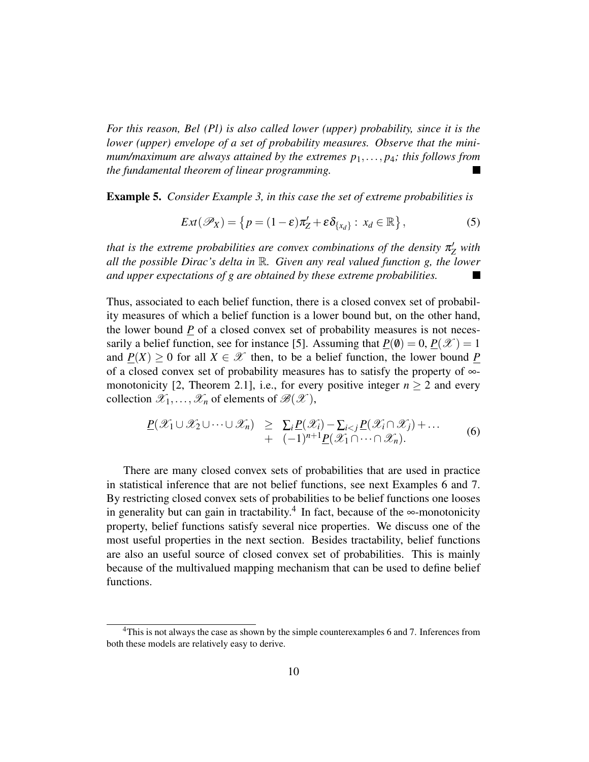*For this reason, Bel (Pl) is also called lower (upper) probability, since it is the lower (upper) envelope of a set of probability measures. Observe that the minimum/maximum are always attained by the extremes $p_1, \ldots, p_4$; this follows from the fundamental theorem of linear programming.* ■

**Example 5.** *Consider Example 3, in this case the set of extreme probabilities is*

$$Ext(\mathscr{P}_X) = \left\{ p = (1-\varepsilon)\pi_Z' + \varepsilon \delta_{\{x_d\}} : \; x_d \in \mathbb{R} \right\}, \tag{5}$$

*that is the extreme probabilities are convex combinations of the density $\pi_Z'$ with all the possible Dirac's delta in $\mathbb{R}$. Given any real valued function g, the lower and upper expectations of g are obtained by these extreme probabilities.* ■

Thus, associated to each belief function, there is a closed convex set of probability measures of which a belief function is a lower bound but, on the other hand, the lower bound $\underline{P}$ of a closed convex set of probability measures is not necessarily a belief function, see for instance [5]. Assuming that $\underline{P}(\emptyset) = 0$, $\underline{P}(\mathscr{X}) = 1$ and $\underline{P}(X) \geq 0$ for all $X \in \mathscr{X}$ then, to be a belief function, the lower bound $\underline{P}$ of a closed convex set of probability measures has to satisfy the property of $\infty$-monotonicity [2, Theorem 2.1], i.e., for every positive integer $n \geq 2$ and every collection $\mathscr{X}_1, \ldots, \mathscr{X}_n$ of elements of $\mathscr{B}(\mathscr{X})$,

$$\begin{array}{rcl} \underline{P}(\mathscr{X}_1 \cup \mathscr{X}_2 \cup \cdots \cup \mathscr{X}_n) & \geq & \sum_i \underline{P}(\mathscr{X}_i) - \sum_{i<j} \underline{P}(\mathscr{X}_i \cap \mathscr{X}_j) + \ldots \\ & + & (-1)^{n+1} \underline{P}(\mathscr{X}_1 \cap \cdots \cap \mathscr{X}_n). \end{array} \tag{6}$$

There are many closed convex sets of probabilities that are used in practice in statistical inference that are not belief functions, see next Examples 6 and 7. By restricting closed convex sets of probabilities to be belief functions one looses in generality but can gain in tractability.[4] In fact, because of the $\infty$-monotonicity property, belief functions satisfy several nice properties. We discuss one of the most useful properties in the next section. Besides tractability, belief functions are also an useful source of closed convex set of probabilities. This is mainly because of the multivalued mapping mechanism that can be used to define belief functions.

[4] This is not always the case as shown by the simple counterexamples 6 and 7. Inferences from both these models are relatively easy to derive.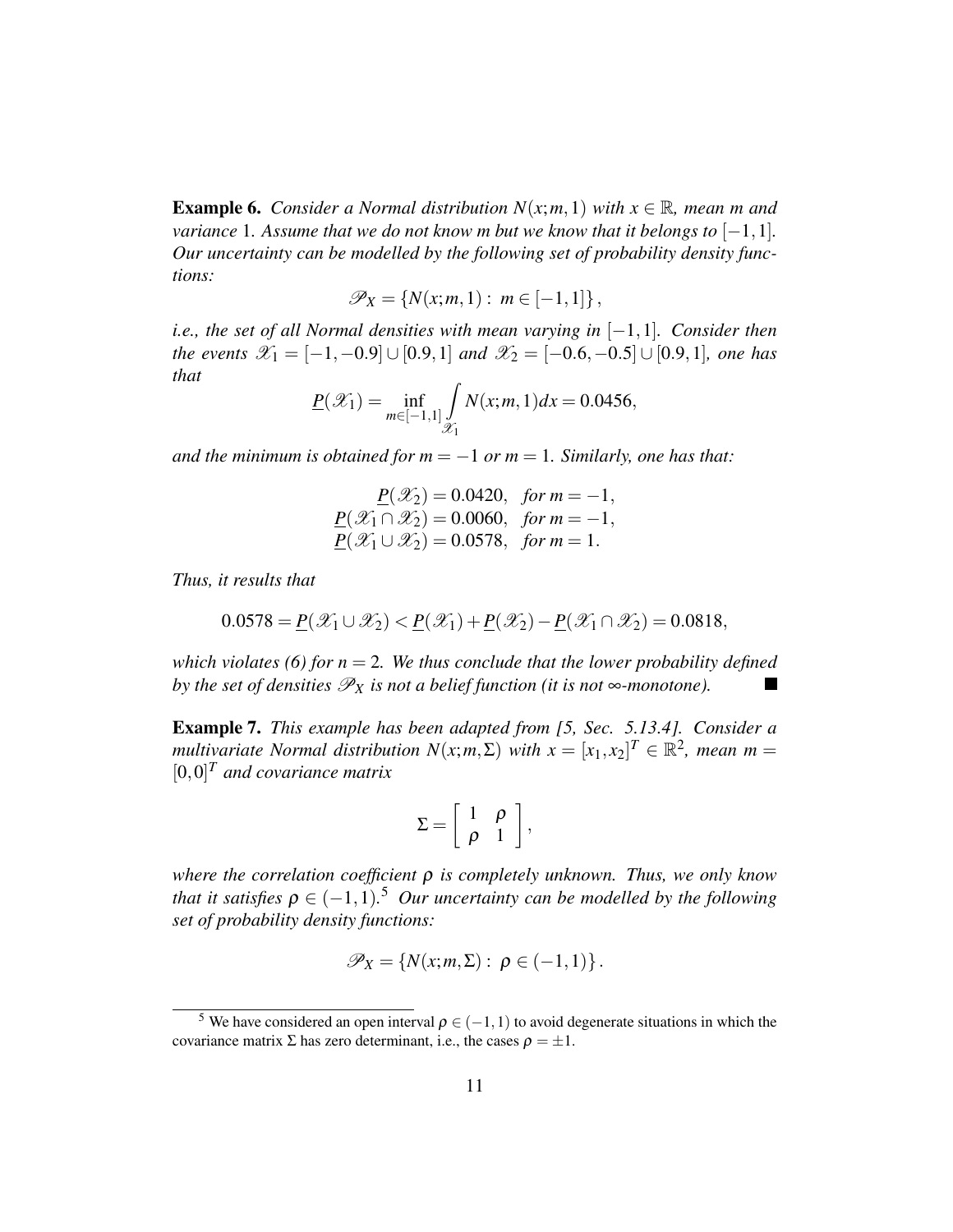**Example 6.** *Consider a Normal distribution $N(x;m,1)$ with $x \in \mathbb{R}$, mean $m$ and variance 1. Assume that we do not know $m$ but we know that it belongs to $[-1,1]$. Our uncertainty can be modelled by the following set of probability density functions:*

$$\mathscr{P}_X = \{N(x;m,1): \; m \in [-1,1]\},$$

*i.e., the set of all Normal densities with mean varying in $[-1,1]$. Consider then the events $\mathscr{X}_1 = [-1,-0.9] \cup [0.9,1]$ and $\mathscr{X}_2 = [-0.6,-0.5] \cup [0.9,1]$, one has that*

$$\underline{P}(\mathscr{X}_1) = \inf_{m \in [-1,1]} \int_{\mathscr{X}_1} N(x;m,1)dx = 0.0456,$$

*and the minimum is obtained for $m = -1$ or $m = 1$. Similarly, one has that:*

$$\begin{aligned}
\underline{P}(\mathscr{X}_2) &= 0.0420, \quad \textit{for } m = -1,\\
\underline{P}(\mathscr{X}_1 \cap \mathscr{X}_2) &= 0.0060, \quad \textit{for } m = -1,\\
\underline{P}(\mathscr{X}_1 \cup \mathscr{X}_2) &= 0.0578, \quad \textit{for } m = 1.
\end{aligned}$$

*Thus, it results that*

$$0.0578 = \underline{P}(\mathscr{X}_1 \cup \mathscr{X}_2) < \underline{P}(\mathscr{X}_1) + \underline{P}(\mathscr{X}_2) - \underline{P}(\mathscr{X}_1 \cap \mathscr{X}_2) = 0.0818,$$

*which violates (6) for $n = 2$. We thus conclude that the lower probability defined by the set of densities $\mathscr{P}_X$ is not a belief function (it is not $\infty$-monotone).* ■

**Example 7.** *This example has been adapted from [5, Sec. 5.13.4]. Consider a multivariate Normal distribution $N(x;m,\Sigma)$ with $x = [x_1,x_2]^T \in \mathbb{R}^2$, mean $m = [0,0]^T$ and covariance matrix*

$$\Sigma = \begin{bmatrix} 1 & \rho \\ \rho & 1 \end{bmatrix},$$

*where the correlation coefficient $\rho$ is completely unknown. Thus, we only know that it satisfies $\rho \in (-1,1)$.*[5] *Our uncertainty can be modelled by the following set of probability density functions:*

$$\mathscr{P}_X = \{N(x;m,\Sigma): \; \rho \in (-1,1)\}.$$

[5] We have considered an open interval $\rho \in (-1,1)$ to avoid degenerate situations in which the covariance matrix $\Sigma$ has zero determinant, i.e., the cases $\rho = \pm 1$.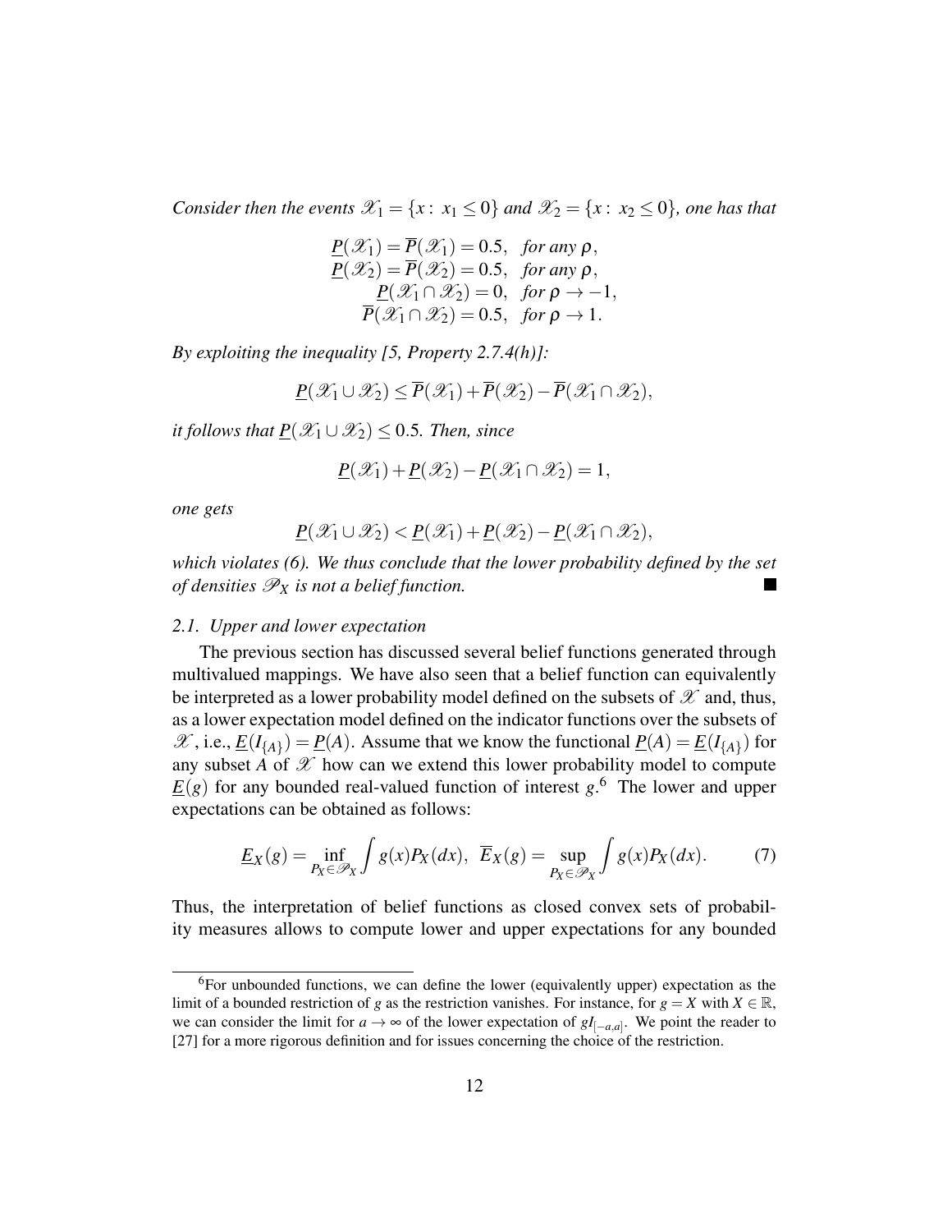*Consider then the events $\mathscr{X}_1 = \{x:\ x_1 \leq 0\}$ and $\mathscr{X}_2 = \{x:\ x_2 \leq 0\}$, one has that*

$$
\begin{aligned}
\underline{P}(\mathscr{X}_1) = \overline{P}(\mathscr{X}_1) &= 0.5, \quad \textit{for any } \rho, \\
\underline{P}(\mathscr{X}_2) = \overline{P}(\mathscr{X}_2) &= 0.5, \quad \textit{for any } \rho, \\
\underline{P}(\mathscr{X}_1 \cap \mathscr{X}_2) &= 0, \quad \textit{for } \rho \to -1, \\
\overline{P}(\mathscr{X}_1 \cap \mathscr{X}_2) &= 0.5, \quad \textit{for } \rho \to 1.
\end{aligned}
$$

*By exploiting the inequality [5, Property 2.7.4(h)]:*

$$
\underline{P}(\mathscr{X}_1 \cup \mathscr{X}_2) \leq \overline{P}(\mathscr{X}_1) + \overline{P}(\mathscr{X}_2) - \overline{P}(\mathscr{X}_1 \cap \mathscr{X}_2),
$$

*it follows that $\underline{P}(\mathscr{X}_1 \cup \mathscr{X}_2) \leq 0.5$. Then, since*

$$
\underline{P}(\mathscr{X}_1) + \underline{P}(\mathscr{X}_2) - \underline{P}(\mathscr{X}_1 \cap \mathscr{X}_2) = 1,
$$

*one gets*

$$
\underline{P}(\mathscr{X}_1 \cup \mathscr{X}_2) < \underline{P}(\mathscr{X}_1) + \underline{P}(\mathscr{X}_2) - \underline{P}(\mathscr{X}_1 \cap \mathscr{X}_2),
$$

*which violates (6). We thus conclude that the lower probability defined by the set of densities $\mathscr{P}_X$ is not a belief function.* ■

### 2.1. Upper and lower expectation

The previous section has discussed several belief functions generated through multivalued mappings. We have also seen that a belief function can equivalently be interpreted as a lower probability model defined on the subsets of $\mathscr{X}$ and, thus, as a lower expectation model defined on the indicator functions over the subsets of $\mathscr{X}$, i.e., $\underline{E}(I_{\{A\}}) = \underline{P}(A)$. Assume that we know the functional $\underline{P}(A) = \underline{E}(I_{\{A\}})$ for any subset $A$ of $\mathscr{X}$ how can we extend this lower probability model to compute $\underline{E}(g)$ for any bounded real-valued function of interest $g$.[6] The lower and upper expectations can be obtained as follows:

$$
\underline{E}_X(g) = \inf_{P_X \in \mathscr{P}_X} \int g(x) P_X(dx), \quad \overline{E}_X(g) = \sup_{P_X \in \mathscr{P}_X} \int g(x) P_X(dx). \tag{7}
$$

Thus, the interpretation of belief functions as closed convex sets of probability measures allows to compute lower and upper expectations for any bounded

---

[6] For unbounded functions, we can define the lower (equivalently upper) expectation as the limit of a bounded restriction of $g$ as the restriction vanishes. For instance, for $g = X$ with $X \in \mathbb{R}$, we can consider the limit for $a \to \infty$ of the lower expectation of $gI_{[-a,a]}$. We point the reader to [27] for a more rigorous definition and for issues concerning the choice of the restriction.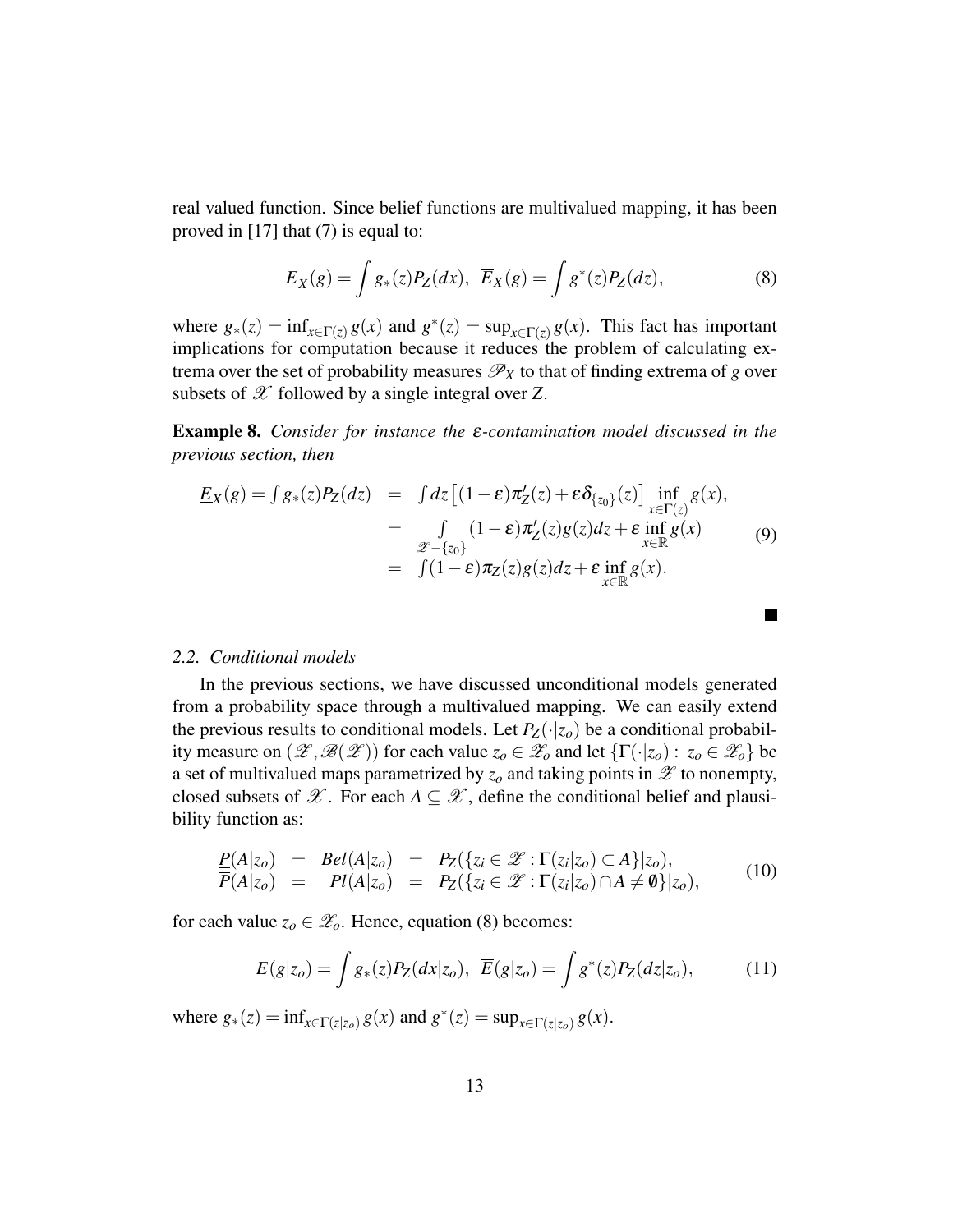real valued function. Since belief functions are multivalued mapping, it has been proved in [17] that (7) is equal to:

$$\underline{E}_X(g) = \int g_*(z) P_Z(dx), \;\; \overline{E}_X(g) = \int g^*(z) P_Z(dz), \tag{8}$$

where $g_*(z) = \inf_{x \in \Gamma(z)} g(x)$ and $g^*(z) = \sup_{x \in \Gamma(z)} g(x)$. This fact has important implications for computation because it reduces the problem of calculating extrema over the set of probability measures $\mathscr{P}_X$ to that of finding extrema of $g$ over subsets of $\mathscr{X}$ followed by a single integral over $Z$.

**Example 8.** *Consider for instance the $\varepsilon$-contamination model discussed in the previous section, then*

$$\begin{aligned}
\underline{E}_X(g) = \int g_*(z) P_Z(dz) &= \int dz \left[(1-\varepsilon)\pi'_Z(z) + \varepsilon \delta_{\{z_0\}}(z)\right] \inf_{x \in \Gamma(z)} g(x), \\
&= \int\limits_{\mathscr{Z} - \{z_0\}} (1-\varepsilon)\pi'_Z(z) g(z) dz + \varepsilon \inf_{x \in \mathbb{R}} g(x) \\
&= \int (1-\varepsilon)\pi_Z(z) g(z) dz + \varepsilon \inf_{x \in \mathbb{R}} g(x).
\end{aligned} \tag{9}$$

■

### 2.2. Conditional models

In the previous sections, we have discussed unconditional models generated from a probability space through a multivalued mapping. We can easily extend the previous results to conditional models. Let $P_Z(\cdot|z_o)$ be a conditional probability measure on $(\mathscr{Z}, \mathscr{B}(\mathscr{Z}))$ for each value $z_o \in \mathscr{Z}_o$ and let $\{\Gamma(\cdot|z_o) : z_o \in \mathscr{Z}_o\}$ be a set of multivalued maps parametrized by $z_o$ and taking points in $\mathscr{Z}$ to nonempty, closed subsets of $\mathscr{X}$. For each $A \subseteq \mathscr{X}$, define the conditional belief and plausibility function as:

$$\begin{aligned}
\underline{P}(A|z_o) &= Bel(A|z_o) &= P_Z(\{z_i \in \mathscr{Z} : \Gamma(z_i|z_o) \subset A\}|z_o), \\
\overline{P}(A|z_o) &= Pl(A|z_o) &= P_Z(\{z_i \in \mathscr{Z} : \Gamma(z_i|z_o) \cap A \neq \emptyset\}|z_o),
\end{aligned} \tag{10}$$

for each value $z_o \in \mathscr{Z}_o$. Hence, equation (8) becomes:

$$\underline{E}(g|z_o) = \int g_*(z) P_Z(dx|z_o), \;\; \overline{E}(g|z_o) = \int g^*(z) P_Z(dz|z_o), \tag{11}$$

where $g_*(z) = \inf_{x \in \Gamma(z|z_o)} g(x)$ and $g^*(z) = \sup_{x \in \Gamma(z|z_o)} g(x)$.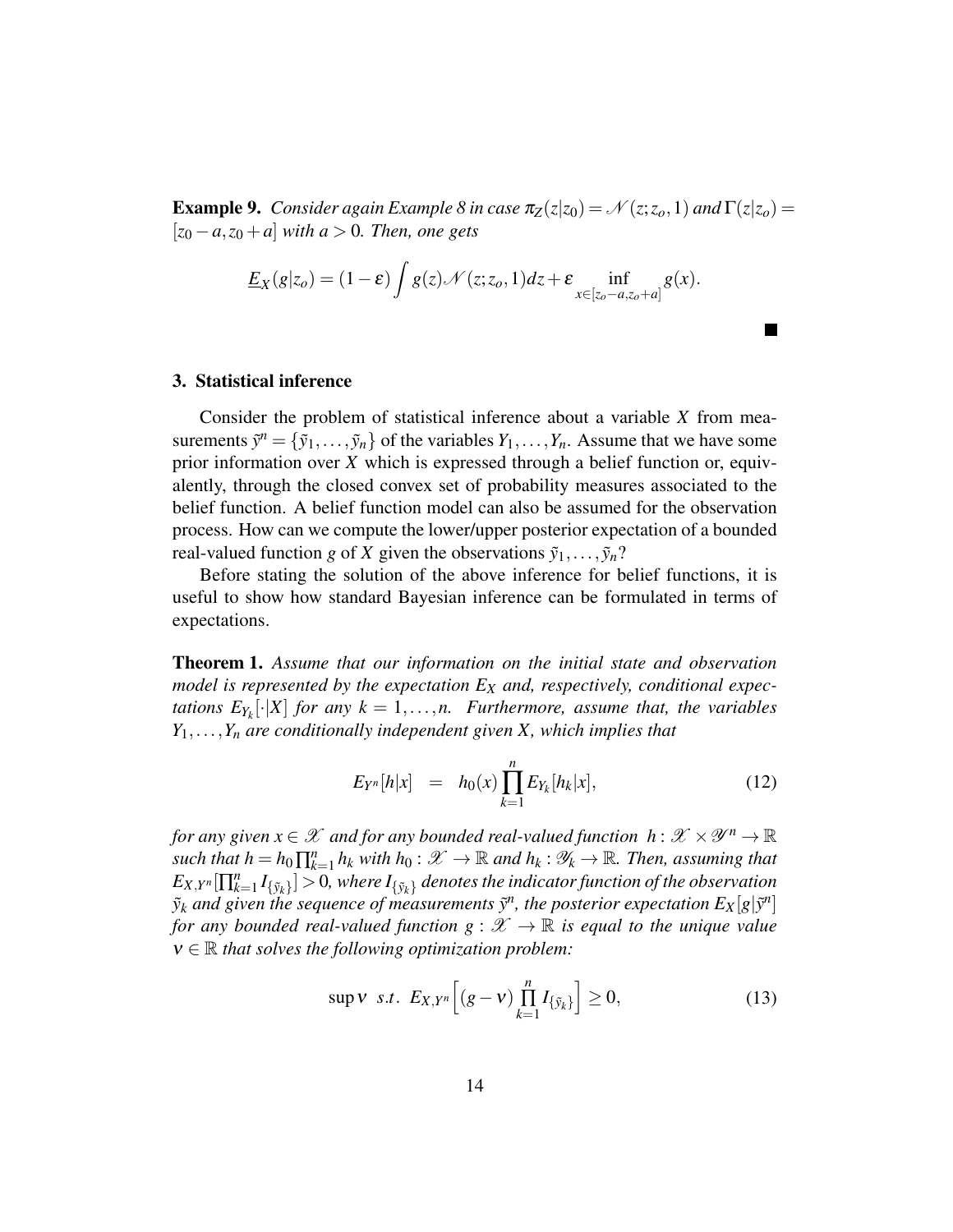**Example 9.** *Consider again Example 8 in case $\pi_Z(z|z_0) = \mathcal{N}(z; z_o, 1)$ and $\Gamma(z|z_o) = [z_0 - a, z_0 + a]$ with $a > 0$. Then, one gets*

$$\underline{E}_X(g|z_o) = (1-\varepsilon)\int g(z)\mathcal{N}(z; z_o, 1)dz + \varepsilon \inf_{x \in [z_o - a, z_o + a]} g(x).$$

■

## 3. Statistical inference

Consider the problem of statistical inference about a variable $X$ from measurements $\tilde{y}^n = \{\tilde{y}_1, \ldots, \tilde{y}_n\}$ of the variables $Y_1, \ldots, Y_n$. Assume that we have some prior information over $X$ which is expressed through a belief function or, equivalently, through the closed convex set of probability measures associated to the belief function. A belief function model can also be assumed for the observation process. How can we compute the lower/upper posterior expectation of a bounded real-valued function $g$ of $X$ given the observations $\tilde{y}_1, \ldots, \tilde{y}_n$?

Before stating the solution of the above inference for belief functions, it is useful to show how standard Bayesian inference can be formulated in terms of expectations.

**Theorem 1.** *Assume that our information on the initial state and observation model is represented by the expectation $E_X$ and, respectively, conditional expectations $E_{Y_k}[\cdot|X]$ for any $k = 1, \ldots, n$. Furthermore, assume that, the variables $Y_1, \ldots, Y_n$ are conditionally independent given $X$, which implies that*

$$E_{Y^n}[h|x] \quad = \quad h_0(x) \prod_{k=1}^{n} E_{Y_k}[h_k|x], \tag{12}$$

*for any given $x \in \mathscr{X}$ and for any bounded real-valued function $h : \mathscr{X} \times \mathscr{Y}^n \to \mathbb{R}$ such that $h = h_0 \prod_{k=1}^{n} h_k$ with $h_0 : \mathscr{X} \to \mathbb{R}$ and $h_k : \mathscr{Y}_k \to \mathbb{R}$. Then, assuming that $E_{X,Y^n}[\prod_{k=1}^{n} I_{\{\tilde{y}_k\}}] > 0$, where $I_{\{\tilde{y}_k\}}$ denotes the indicator function of the observation $\tilde{y}_k$ and given the sequence of measurements $\tilde{y}^n$, the posterior expectation $E_X[g|\tilde{y}^n]$ for any bounded real-valued function $g : \mathscr{X} \to \mathbb{R}$ is equal to the unique value $\nu \in \mathbb{R}$ that solves the following optimization problem:*

$$\sup \nu \;\; s.t. \;\; E_{X,Y^n}\Big[(g - \nu)\prod_{k=1}^{n} I_{\{\tilde{y}_k\}}\Big] \geq 0, \tag{13}$$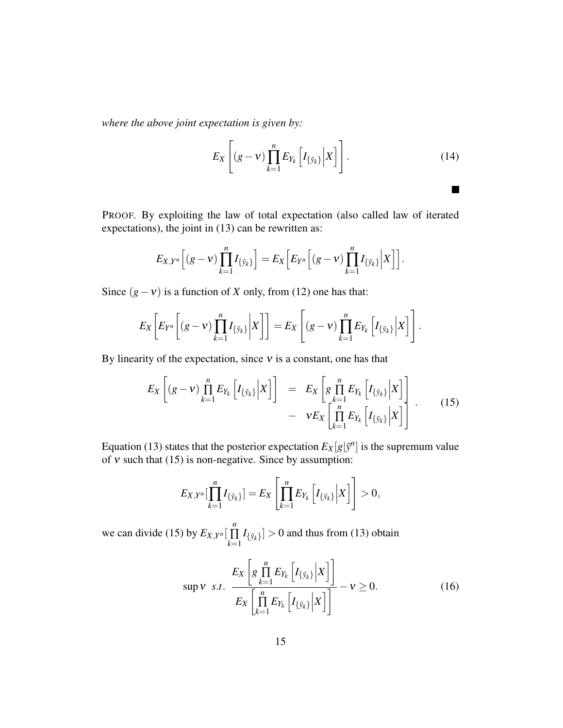*where the above joint expectation is given by:*

$$E_X\left[(g-\nu)\prod_{k=1}^{n} E_{Y_k}\left[I_{\{\tilde{y}_k\}}\Big|X\right]\right]. \tag{14}$$

■

PROOF. By exploiting the law of total expectation (also called law of iterated expectations), the joint in (13) can be rewritten as:

$$E_{X,Y^n}\Big[(g-\nu)\prod_{k=1}^{n} I_{\{\tilde{y}_k\}}\Big] = E_X\Big[E_{Y^n}\Big[(g-\nu)\prod_{k=1}^{n} I_{\{\tilde{y}_k\}}\Big|X\Big]\Big].$$

Since $(g-\nu)$ is a function of $X$ only, from (12) one has that:

$$E_X\left[E_{Y^n}\left[(g-\nu)\prod_{k=1}^{n} I_{\{\tilde{y}_k\}}\Big|X\right]\right] = E_X\left[(g-\nu)\prod_{k=1}^{n} E_{Y_k}\left[I_{\{\tilde{y}_k\}}\Big|X\right]\right].$$

By linearity of the expectation, since $\nu$ is a constant, one has that

$$\begin{aligned} E_X\left[(g-\nu)\prod_{k=1}^{n} E_{Y_k}\left[I_{\{\tilde{y}_k\}}\Big|X\right]\right] &= E_X\left[g\prod_{k=1}^{n} E_{Y_k}\left[I_{\{\tilde{y}_k\}}\Big|X\right]\right] \\ &- \nu E_X\left[\prod_{k=1}^{n} E_{Y_k}\left[I_{\{\tilde{y}_k\}}\Big|X\right]\right] \end{aligned}. \tag{15}$$

Equation (13) states that the posterior expectation $E_X[g|\tilde{y}^n]$ is the supremum value of $\nu$ such that (15) is non-negative. Since by assumption:

$$E_{X,Y^n}[\prod_{k=1}^{n} I_{\{\tilde{y}_k\}}] = E_X\left[\prod_{k=1}^{n} E_{Y_k}\left[I_{\{\tilde{y}_k\}}\Big|X\right]\right] > 0,$$

we can divide (15) by $E_{X,Y^n}[\prod_{k=1}^{n} I_{\{\tilde{y}_k\}}] > 0$ and thus from (13) obtain

$$\sup \nu \;\; s.t. \;\; \frac{E_X\left[g\prod_{k=1}^{n} E_{Y_k}\left[I_{\{\tilde{y}_k\}}\Big|X\right]\right]}{E_X\left[\prod_{k=1}^{n} E_{Y_k}\left[I_{\{\tilde{y}_k\}}\Big|X\right]\right]} - \nu \geq 0. \tag{16}$$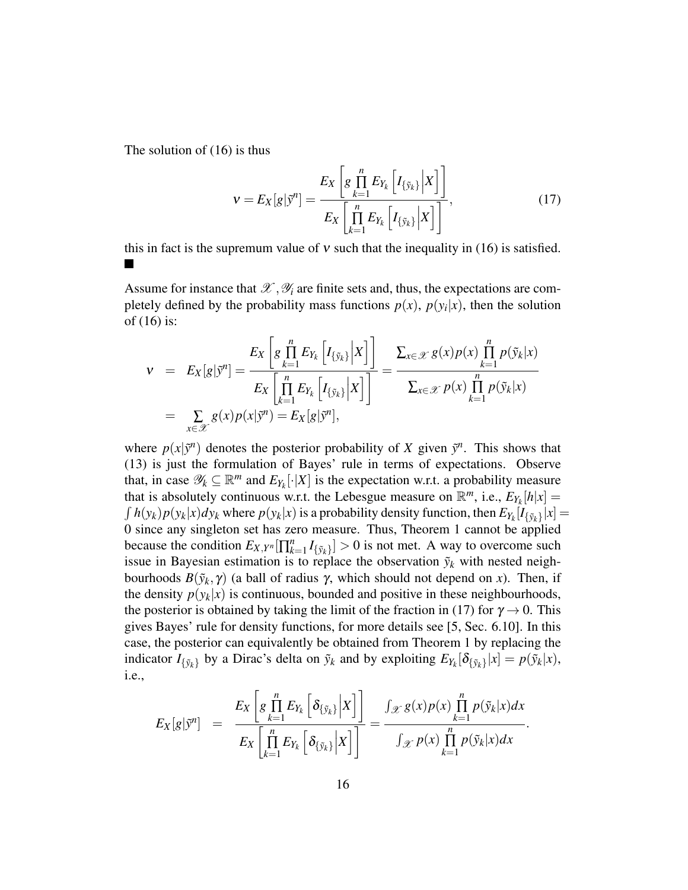The solution of (16) is thus

$$\nu = E_X[g|\tilde{y}^n] = \frac{E_X\left[g \prod_{k=1}^{n} E_{Y_k}\left[I_{\{\tilde{y}_k\}}\Big|X\right]\right]}{E_X\left[\prod_{k=1}^{n} E_{Y_k}\left[I_{\{\tilde{y}_k\}}\Big|X\right]\right]}, \tag{17}$$

this in fact is the supremum value of $\nu$ such that the inequality in (16) is satisfied. ■

Assume for instance that $\mathscr{X}, \mathscr{Y}_i$ are finite sets and, thus, the expectations are completely defined by the probability mass functions $p(x)$, $p(y_i|x)$, then the solution of (16) is:

$$\begin{aligned}
\nu &= E_X[g|\tilde{y}^n] = \frac{E_X\left[g \prod_{k=1}^{n} E_{Y_k}\left[I_{\{\tilde{y}_k\}}\Big|X\right]\right]}{E_X\left[\prod_{k=1}^{n} E_{Y_k}\left[I_{\{\tilde{y}_k\}}\Big|X\right]\right]} = \frac{\sum_{x\in\mathscr{X}} g(x)p(x)\prod_{k=1}^{n} p(\tilde{y}_k|x)}{\sum_{x\in\mathscr{X}} p(x)\prod_{k=1}^{n} p(\tilde{y}_k|x)} \\
&= \sum_{x\in\mathscr{X}} g(x)p(x|\tilde{y}^n) = E_X[g|\tilde{y}^n],
\end{aligned}$$

where $p(x|\tilde{y}^n)$ denotes the posterior probability of $X$ given $\tilde{y}^n$. This shows that (13) is just the formulation of Bayes' rule in terms of expectations. Observe that, in case $\mathscr{Y}_k \subseteq \mathbb{R}^m$ and $E_{Y_k}[\cdot|X]$ is the expectation w.r.t. a probability measure that is absolutely continuous w.r.t. the Lebesgue measure on $\mathbb{R}^m$, i.e., $E_{Y_k}[h|x] = \int h(y_k)p(y_k|x)dy_k$ where $p(y_k|x)$ is a probability density function, then $E_{Y_k}[I_{\{\tilde{y}_k\}}|x] = 0$ since any singleton set has zero measure. Thus, Theorem 1 cannot be applied because the condition $E_{X,Y^n}[\prod_{k=1}^{n} I_{\{\tilde{y}_k\}}] > 0$ is not met. A way to overcome such issue in Bayesian estimation is to replace the observation $\tilde{y}_k$ with nested neighbourhoods $B(\tilde{y}_k, \gamma)$ (a ball of radius $\gamma$, which should not depend on $x$). Then, if the density $p(y_k|x)$ is continuous, bounded and positive in these neighbourhoods, the posterior is obtained by taking the limit of the fraction in (17) for $\gamma \to 0$. This gives Bayes' rule for density functions, for more details see [5, Sec. 6.10]. In this case, the posterior can equivalently be obtained from Theorem 1 by replacing the indicator $I_{\{\tilde{y}_k\}}$ by a Dirac's delta on $\tilde{y}_k$ and by exploiting $E_{Y_k}[\delta_{\{\tilde{y}_k\}}|x] = p(\tilde{y}_k|x)$, i.e.,

$$E_X[g|\tilde{y}^n] = \frac{E_X\left[g \prod_{k=1}^{n} E_{Y_k}\left[\delta_{\{\tilde{y}_k\}}\Big|X\right]\right]}{E_X\left[\prod_{k=1}^{n} E_{Y_k}\left[\delta_{\{\tilde{y}_k\}}\Big|X\right]\right]} = \frac{\int_{\mathscr{X}} g(x)p(x)\prod_{k=1}^{n} p(\tilde{y}_k|x)dx}{\int_{\mathscr{X}} p(x)\prod_{k=1}^{n} p(\tilde{y}_k|x)dx}.$$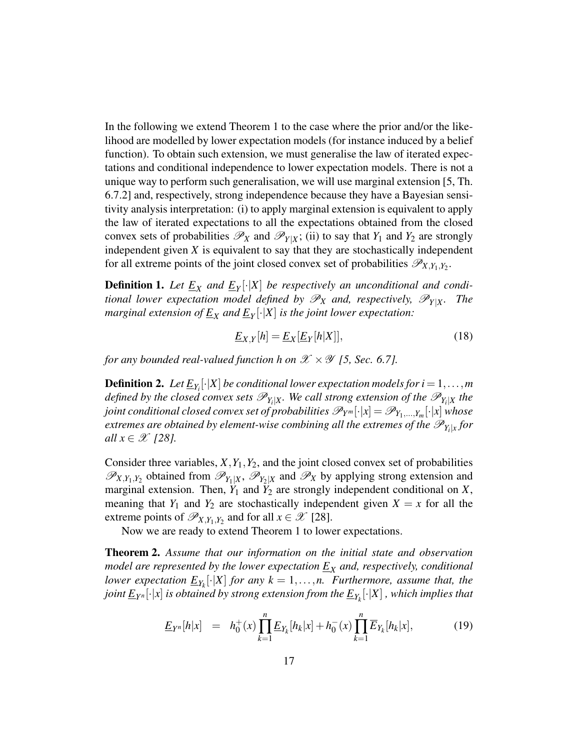In the following we extend Theorem 1 to the case where the prior and/or the likelihood are modelled by lower expectation models (for instance induced by a belief function). To obtain such extension, we must generalise the law of iterated expectations and conditional independence to lower expectation models. There is not a unique way to perform such generalisation, we will use marginal extension [5, Th. 6.7.2] and, respectively, strong independence because they have a Bayesian sensitivity analysis interpretation: (i) to apply marginal extension is equivalent to apply the law of iterated expectations to all the expectations obtained from the closed convex sets of probabilities $\mathscr{P}_X$ and $\mathscr{P}_{Y|X}$; (ii) to say that $Y_1$ and $Y_2$ are strongly independent given $X$ is equivalent to say that they are stochastically independent for all extreme points of the joint closed convex set of probabilities $\mathscr{P}_{X,Y_1,Y_2}$.

**Definition 1.** *Let $\underline{E}_X$ and $\underline{E}_Y[\cdot|X]$ be respectively an unconditional and conditional lower expectation model defined by $\mathscr{P}_X$ and, respectively, $\mathscr{P}_{Y|X}$. The marginal extension of $\underline{E}_X$ and $\underline{E}_Y[\cdot|X]$ is the joint lower expectation:*

$$\underline{E}_{X,Y}[h] = \underline{E}_X[\underline{E}_Y[h|X]], \tag{18}$$

*for any bounded real-valued function h on $\mathscr{X} \times \mathscr{Y}$ [5, Sec. 6.7].*

**Definition 2.** *Let $\underline{E}_{Y_i}[\cdot|X]$ be conditional lower expectation models for $i = 1, \ldots, m$ defined by the closed convex sets $\mathscr{P}_{Y_i|X}$. We call strong extension of the $\mathscr{P}_{Y_i|X}$ the joint conditional closed convex set of probabilities $\mathscr{P}_{Y^m}[\cdot|x] = \mathscr{P}_{Y_1,\ldots,Y_m}[\cdot|x]$ whose extremes are obtained by element-wise combining all the extremes of the $\mathscr{P}_{Y_i|x}$ for all $x \in \mathscr{X}$ [28].*

Consider three variables, $X, Y_1, Y_2$, and the joint closed convex set of probabilities $\mathscr{P}_{X,Y_1,Y_2}$ obtained from $\mathscr{P}_{Y_1|X}$, $\mathscr{P}_{Y_2|X}$ and $\mathscr{P}_X$ by applying strong extension and marginal extension. Then, $Y_1$ and $Y_2$ are strongly independent conditional on $X$, meaning that $Y_1$ and $Y_2$ are stochastically independent given $X = x$ for all the extreme points of $\mathscr{P}_{X,Y_1,Y_2}$ and for all $x \in \mathscr{X}$ [28].

Now we are ready to extend Theorem 1 to lower expectations.

**Theorem 2.** *Assume that our information on the initial state and observation model are represented by the lower expectation $\underline{E}_X$ and, respectively, conditional lower expectation $\underline{E}_{Y_k}[\cdot|X]$ for any $k = 1, \ldots, n$. Furthermore, assume that, the joint $\underline{E}_{Y^n}[\cdot|x]$ is obtained by strong extension from the $\underline{E}_{Y_k}[\cdot|X]$, which implies that*

$$\underline{E}_{Y^n}[h|x] \;\; = \;\; h_0^+(x) \prod_{k=1}^n \underline{E}_{Y_k}[h_k|x] + h_0^-(x) \prod_{k=1}^n \overline{E}_{Y_k}[h_k|x], \tag{19}$$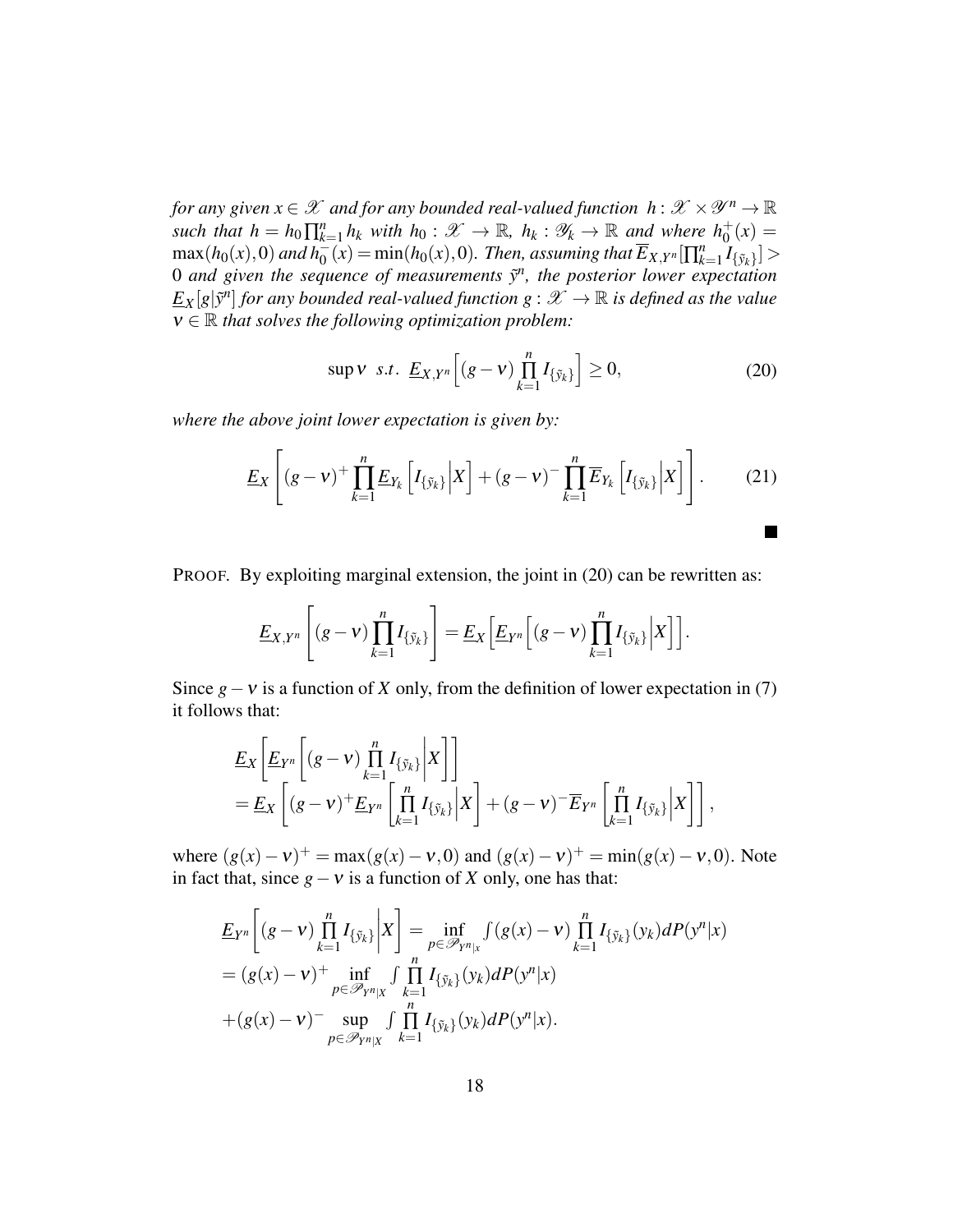*for any given $x \in \mathscr{X}$ and for any bounded real-valued function $h : \mathscr{X} \times \mathscr{Y}^n \to \mathbb{R}$ such that $h = h_0 \prod_{k=1}^n h_k$ with $h_0 : \mathscr{X} \to \mathbb{R}$, $h_k : \mathscr{Y}_k \to \mathbb{R}$ and where $h_0^+(x) = \max(h_0(x), 0)$ and $h_0^-(x) = \min(h_0(x), 0)$. Then, assuming that $\overline{E}_{X,Y^n}[\prod_{k=1}^n I_{\{\tilde{y}_k\}}] > 0$ and given the sequence of measurements $\tilde{y}^n$, the posterior lower expectation $\underline{E}_X[g|\tilde{y}^n]$ for any bounded real-valued function $g : \mathscr{X} \to \mathbb{R}$ is defined as the value $\nu \in \mathbb{R}$ that solves the following optimization problem:*

$$\sup \nu \;\; s.t. \;\; \underline{E}_{X,Y^n}\Big[(g-\nu)\prod_{k=1}^n I_{\{\tilde{y}_k\}}\Big] \geq 0, \tag{20}$$

*where the above joint lower expectation is given by:*

$$\underline{E}_X\left[(g-\nu)^+ \prod_{k=1}^n \underline{E}_{Y_k}\left[I_{\{\tilde{y}_k\}}\Big|X\right] + (g-\nu)^- \prod_{k=1}^n \overline{E}_{Y_k}\left[I_{\{\tilde{y}_k\}}\Big|X\right]\right]. \tag{21}$$

■

PROOF. By exploiting marginal extension, the joint in (20) can be rewritten as:

$$\underline{E}_{X,Y^n}\left[(g-\nu)\prod_{k=1}^n I_{\{\tilde{y}_k\}}\right] = \underline{E}_X\Big[\underline{E}_{Y^n}\Big[(g-\nu)\prod_{k=1}^n I_{\{\tilde{y}_k\}}\Big|X\Big]\Big].$$

Since $g-\nu$ is a function of $X$ only, from the definition of lower expectation in (7) it follows that:

$$\begin{aligned}
&\underline{E}_X\left[\underline{E}_{Y^n}\left[(g-\nu)\prod_{k=1}^n I_{\{\tilde{y}_k\}}\Big|X\right]\right] \\
&= \underline{E}_X\left[(g-\nu)^+ \underline{E}_{Y^n}\left[\prod_{k=1}^n I_{\{\tilde{y}_k\}}\Big|X\right] + (g-\nu)^- \overline{E}_{Y^n}\left[\prod_{k=1}^n I_{\{\tilde{y}_k\}}\Big|X\right]\right],
\end{aligned}$$

where $(g(x)-\nu)^+ = \max(g(x)-\nu, 0)$ and $(g(x)-\nu)^+ = \min(g(x)-\nu, 0)$. Note in fact that, since $g-\nu$ is a function of $X$ only, one has that:

$$\begin{aligned}
&\underline{E}_{Y^n}\left[(g-\nu)\prod_{k=1}^n I_{\{\tilde{y}_k\}}\Big|X\right] = \inf_{p\in\mathscr{P}_{Y^n|x}} \int (g(x)-\nu)\prod_{k=1}^n I_{\{\tilde{y}_k\}}(y_k)dP(y^n|x) \\
&= (g(x)-\nu)^+ \inf_{p\in\mathscr{P}_{Y^n|X}} \int \prod_{k=1}^n I_{\{\tilde{y}_k\}}(y_k)dP(y^n|x) \\
&+ (g(x)-\nu)^- \sup_{p\in\mathscr{P}_{Y^n|X}} \int \prod_{k=1}^n I_{\{\tilde{y}_k\}}(y_k)dP(y^n|x).
\end{aligned}$$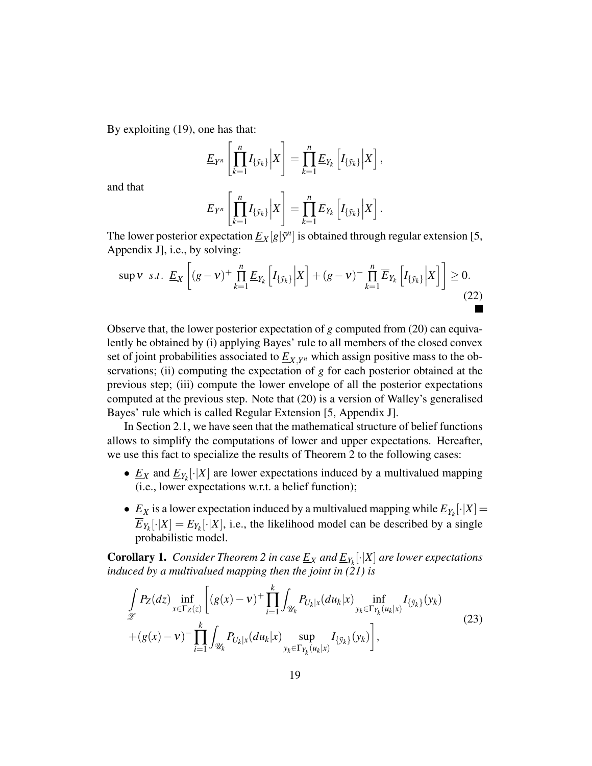By exploiting (19), one has that:

$$\underline{E}_{Y^n}\left[\prod_{k=1}^{n} I_{\{\tilde{y}_k\}}\Big|X\right] = \prod_{k=1}^{n} \underline{E}_{Y_k}\left[I_{\{\tilde{y}_k\}}\Big|X\right],$$

and that

$$\overline{E}_{Y^n}\left[\prod_{k=1}^{n} I_{\{\tilde{y}_k\}}\Big|X\right] = \prod_{k=1}^{n} \overline{E}_{Y_k}\left[I_{\{\tilde{y}_k\}}\Big|X\right].$$

The lower posterior expectation $\underline{E}_X[g|\tilde{y}^n]$ is obtained through regular extension [5, Appendix J], i.e., by solving:

$$\sup \nu \;\; s.t. \;\; \underline{E}_X\left[(g-\nu)^+ \prod_{k=1}^{n} \underline{E}_{Y_k}\left[I_{\{\tilde{y}_k\}}\Big|X\right] + (g-\nu)^- \prod_{k=1}^{n} \overline{E}_{Y_k}\left[I_{\{\tilde{y}_k\}}\Big|X\right]\right] \geq 0. \tag{22}$$

■

Observe that, the lower posterior expectation of $g$ computed from (20) can equivalently be obtained by (i) applying Bayes' rule to all members of the closed convex set of joint probabilities associated to $\underline{E}_{X,Y^n}$ which assign positive mass to the observations; (ii) computing the expectation of $g$ for each posterior obtained at the previous step; (iii) compute the lower envelope of all the posterior expectations computed at the previous step. Note that (20) is a version of Walley's generalised Bayes' rule which is called Regular Extension [5, Appendix J].

In Section 2.1, we have seen that the mathematical structure of belief functions allows to simplify the computations of lower and upper expectations. Hereafter, we use this fact to specialize the results of Theorem 2 to the following cases:

- $\underline{E}_X$ and $\underline{E}_{Y_k}[\cdot|X]$ are lower expectations induced by a multivalued mapping (i.e., lower expectations w.r.t. a belief function);
- $\underline{E}_X$ is a lower expectation induced by a multivalued mapping while $\underline{E}_{Y_k}[\cdot|X] = \overline{E}_{Y_k}[\cdot|X] = E_{Y_k}[\cdot|X]$, i.e., the likelihood model can be described by a single probabilistic model.

**Corollary 1.** *Consider Theorem 2 in case $\underline{E}_X$ and $\underline{E}_{Y_k}[\cdot|X]$ are lower expectations induced by a multivalued mapping then the joint in (21) is*

$$\begin{aligned}\int_{\mathscr{Z}} P_Z(dz) \inf_{x\in\Gamma_Z(z)} \Bigg[ &(g(x)-\nu)^+ \prod_{i=1}^{k} \int_{\mathscr{U}_k} P_{U_k|x}(du_k|x) \inf_{y_k\in\Gamma_{Y_k}(u_k|x)} I_{\{\tilde{y}_k\}}(y_k) \\ &+(g(x)-\nu)^- \prod_{i=1}^{k} \int_{\mathscr{U}_k} P_{U_k|x}(du_k|x) \sup_{y_k\in\Gamma_{Y_k}(u_k|x)} I_{\{\tilde{y}_k\}}(y_k) \Bigg],\end{aligned} \tag{23}$$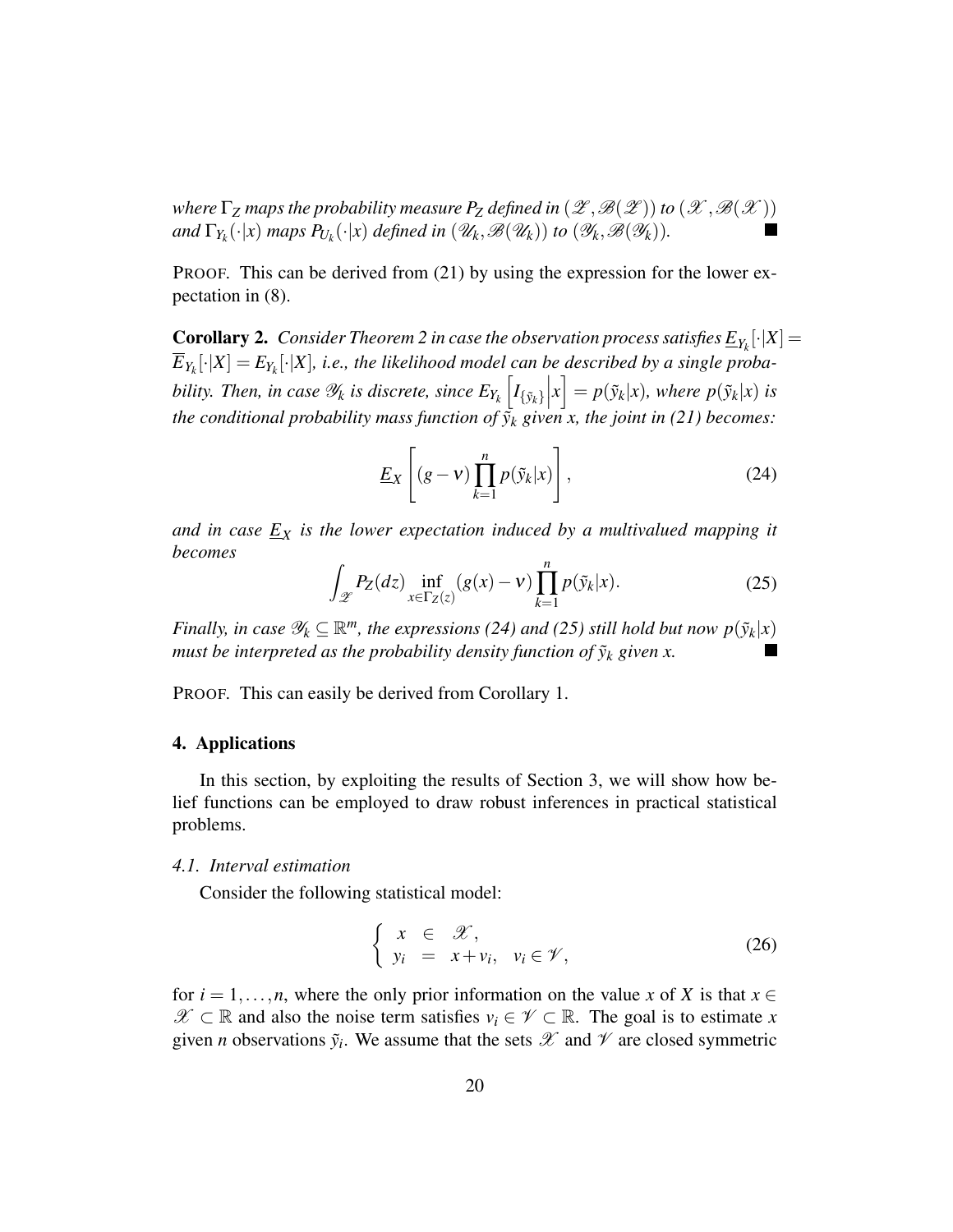*where $\Gamma_Z$ maps the probability measure $P_Z$ defined in $(\mathscr{Z}, \mathscr{B}(\mathscr{Z}))$ to $(\mathscr{X}, \mathscr{B}(\mathscr{X}))$ and $\Gamma_{Y_k}(\cdot|x)$ maps $P_{U_k}(\cdot|x)$ defined in $(\mathscr{U}_k, \mathscr{B}(\mathscr{U}_k))$ to $(\mathscr{Y}_k, \mathscr{B}(\mathscr{Y}_k))$.* ■

PROOF. This can be derived from (21) by using the expression for the lower expectation in (8).

**Corollary 2.** *Consider Theorem 2 in case the observation process satisfies $\underline{E}_{Y_k}[\cdot|X] = \overline{E}_{Y_k}[\cdot|X] = E_{Y_k}[\cdot|X]$, i.e., the likelihood model can be described by a single probability. Then, in case $\mathscr{Y}_k$ is discrete, since $E_{Y_k}\left[I_{\{\tilde{y}_k\}}\middle|x\right] = p(\tilde{y}_k|x)$, where $p(\tilde{y}_k|x)$ is the conditional probability mass function of $\tilde{y}_k$ given $x$, the joint in (21) becomes:*

$$\underline{E}_X\left[(g-\nu)\prod_{k=1}^{n} p(\tilde{y}_k|x)\right], \tag{24}$$

*and in case $\underline{E}_X$ is the lower expectation induced by a multivalued mapping it becomes*

$$\int_{\mathscr{Z}} P_Z(dz) \inf_{x\in\Gamma_Z(z)} (g(x)-\nu)\prod_{k=1}^{n} p(\tilde{y}_k|x). \tag{25}$$

*Finally, in case $\mathscr{Y}_k \subseteq \mathbb{R}^m$, the expressions (24) and (25) still hold but now $p(\tilde{y}_k|x)$ must be interpreted as the probability density function of $\tilde{y}_k$ given $x$.* ■

PROOF. This can easily be derived from Corollary 1.

## 4. Applications

In this section, by exploiting the results of Section 3, we will show how belief functions can be employed to draw robust inferences in practical statistical problems.

### 4.1. Interval estimation

Consider the following statistical model:

$$\begin{cases} x \in \mathscr{X}, \\ y_i = x + v_i, \quad v_i \in \mathscr{V}, \end{cases} \tag{26}$$

for $i = 1, \ldots, n$, where the only prior information on the value $x$ of $X$ is that $x \in \mathscr{X} \subset \mathbb{R}$ and also the noise term satisfies $v_i \in \mathscr{V} \subset \mathbb{R}$. The goal is to estimate $x$ given $n$ observations $\tilde{y}_i$. We assume that the sets $\mathscr{X}$ and $\mathscr{V}$ are closed symmetric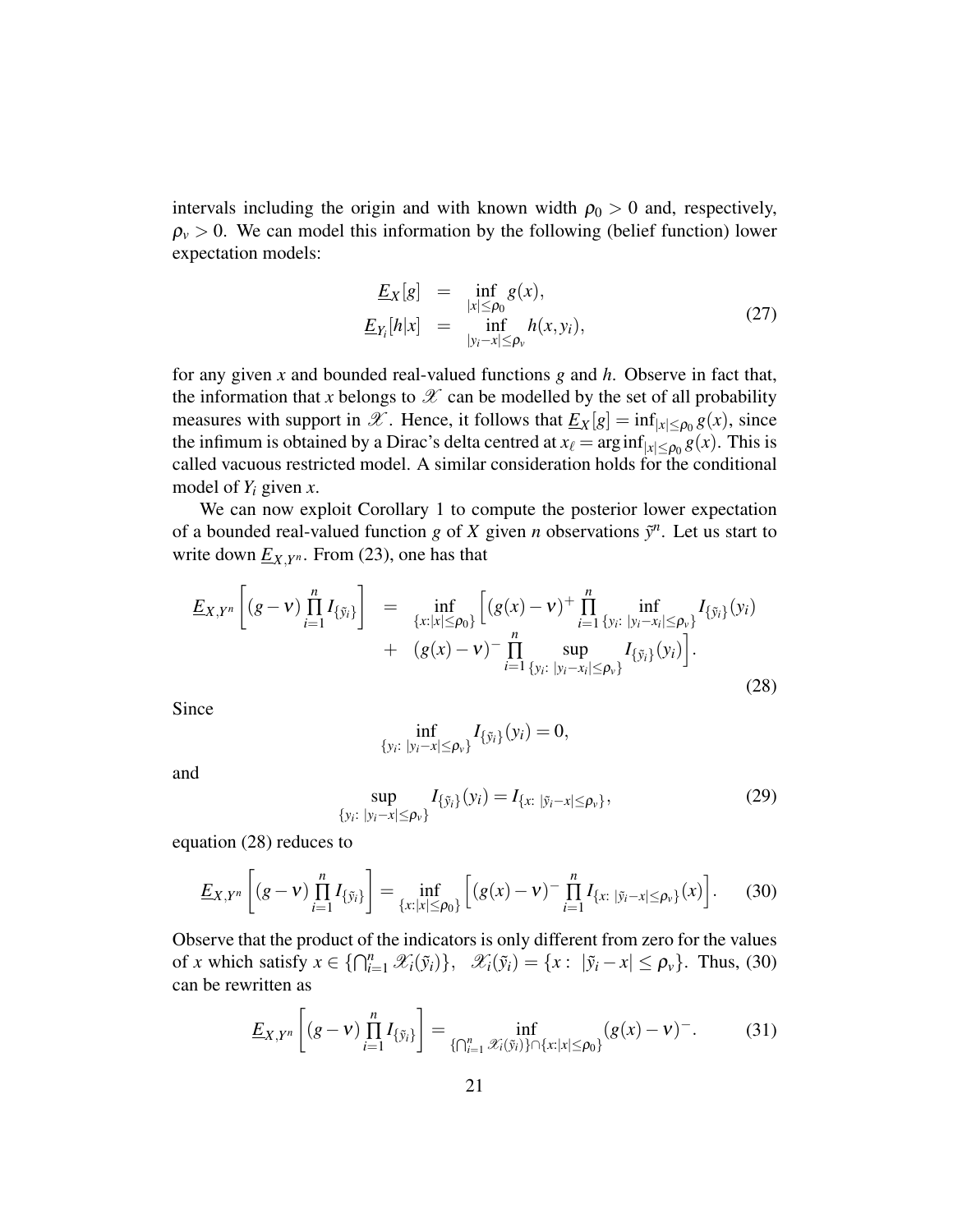intervals including the origin and with known width $\rho_0 > 0$ and, respectively, $\rho_v > 0$. We can model this information by the following (belief function) lower expectation models:

$$
\begin{aligned}
\underline{E}_X[g] &= \inf_{|x|\leq\rho_0} g(x), \\
\underline{E}_{Y_i}[h|x] &= \inf_{|y_i - x|\leq\rho_v} h(x, y_i),
\end{aligned}
\tag{27}
$$

for any given $x$ and bounded real-valued functions $g$ and $h$. Observe in fact that, the information that $x$ belongs to $\mathscr{X}$ can be modelled by the set of all probability measures with support in $\mathscr{X}$. Hence, it follows that $\underline{E}_X[g] = \inf_{|x|\leq\rho_0} g(x)$, since the infimum is obtained by a Dirac's delta centred at $x_\ell = \arg\inf_{|x|\leq\rho_0} g(x)$. This is called vacuous restricted model. A similar consideration holds for the conditional model of $Y_i$ given $x$.

We can now exploit Corollary 1 to compute the posterior lower expectation of a bounded real-valued function $g$ of $X$ given $n$ observations $\tilde{y}^n$. Let us start to write down $\underline{E}_{X,Y^n}$. From (23), one has that

$$
\begin{aligned}
\underline{E}_{X,Y^n}\left[(g-\nu)\prod_{i=1}^{n} I_{\{\tilde{y}_i\}}\right] &= \inf_{\{x:|x|\leq\rho_0\}}\Big[(g(x)-\nu)^{+}\prod_{i=1}^{n}\inf_{\{y_i:\ |y_i-x_i|\leq\rho_v\}} I_{\{\tilde{y}_i\}}(y_i) \\
&+ \ (g(x)-\nu)^{-}\prod_{i=1}^{n}\sup_{\{y_i:\ |y_i-x_i|\leq\rho_v\}} I_{\{\tilde{y}_i\}}(y_i)\Big].
\end{aligned}
\tag{28}
$$

Since

$$
\inf_{\{y_i:\ |y_i-x|\leq\rho_v\}} I_{\{\tilde{y}_i\}}(y_i) = 0,
$$

and

$$
\sup_{\{y_i:\ |y_i-x|\leq\rho_v\}} I_{\{\tilde{y}_i\}}(y_i) = I_{\{x:\ |\tilde{y}_i-x|\leq\rho_v\}},
\tag{29}
$$

equation (28) reduces to

$$
\underline{E}_{X,Y^n}\left[(g-\nu)\prod_{i=1}^{n} I_{\{\tilde{y}_i\}}\right] = \inf_{\{x:|x|\leq\rho_0\}}\Big[(g(x)-\nu)^{-}\prod_{i=1}^{n} I_{\{x:\ |\tilde{y}_i-x|\leq\rho_v\}}(x)\Big].
\tag{30}
$$

Observe that the product of the indicators is only different from zero for the values of $x$ which satisfy $x \in \{\bigcap_{i=1}^{n}\mathscr{X}_i(\tilde{y}_i)\}$, $\ \mathscr{X}_i(\tilde{y}_i) = \{x:\ |\tilde{y}_i - x| \leq \rho_v\}$. Thus, (30) can be rewritten as

$$
\underline{E}_{X,Y^n}\left[(g-\nu)\prod_{i=1}^{n} I_{\{\tilde{y}_i\}}\right] = \inf_{\{\bigcap_{i=1}^{n}\mathscr{X}_i(\tilde{y}_i)\}\cap\{x:|x|\leq\rho_0\}} (g(x)-\nu)^{-}.
\tag{31}
$$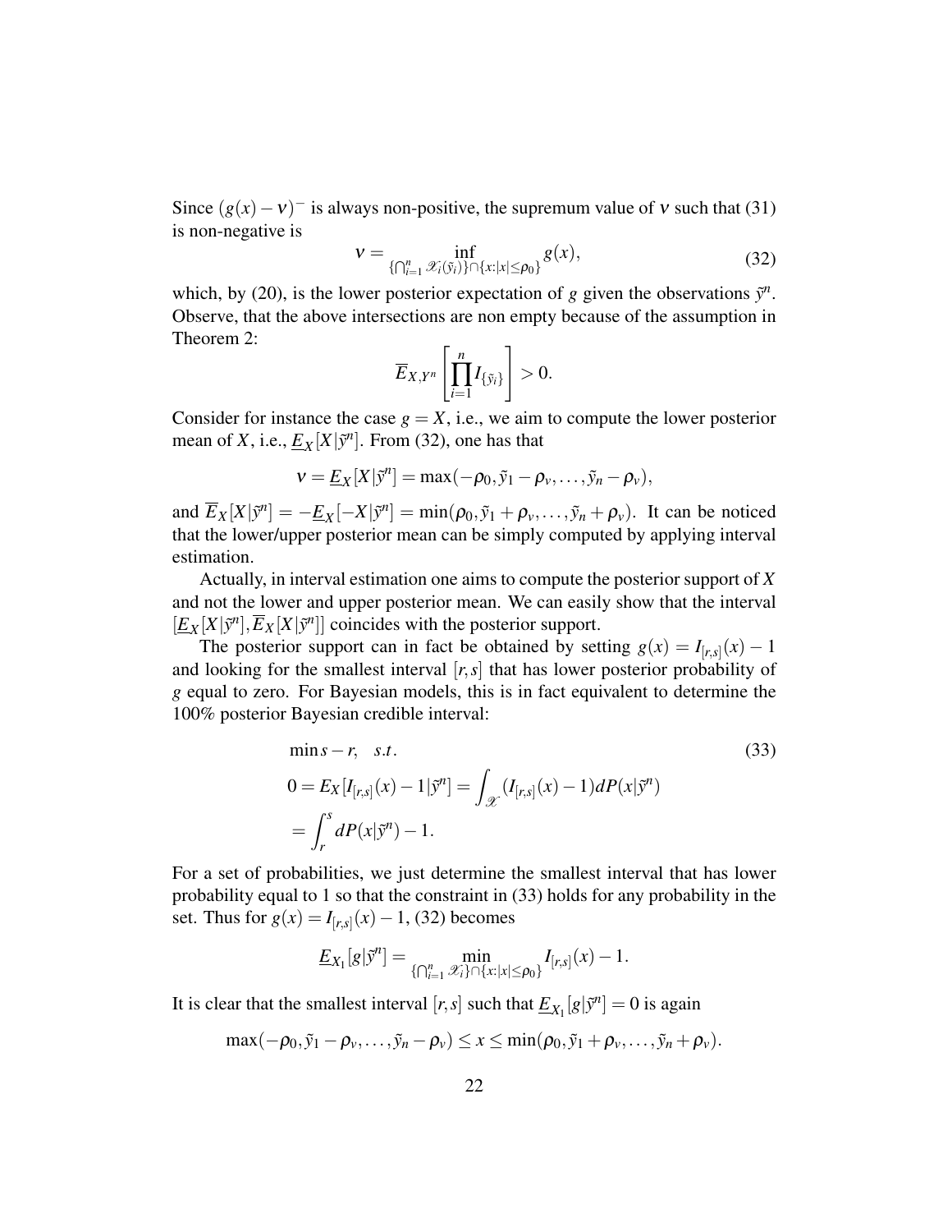Since $(g(x)-\nu)^-$ is always non-positive, the supremum value of $\nu$ such that (31) is non-negative is

$$\nu = \inf_{\{\bigcap_{i=1}^n \mathscr{X}_i(\tilde{y}_i)\}\cap\{x:|x|\leq\rho_0\}} g(x), \tag{32}$$

which, by (20), is the lower posterior expectation of $g$ given the observations $\tilde{y}^n$. Observe, that the above intersections are non empty because of the assumption in Theorem 2:

$$\overline{E}_{X,Y^n}\left[\prod_{i=1}^n I_{\{\tilde{y}_i\}}\right] > 0.$$

Consider for instance the case $g = X$, i.e., we aim to compute the lower posterior mean of $X$, i.e., $\underline{E}_X[X|\tilde{y}^n]$. From (32), one has that

$$\nu = \underline{E}_X[X|\tilde{y}^n] = \max(-\rho_0, \tilde{y}_1 - \rho_v, \ldots, \tilde{y}_n - \rho_v),$$

and $\overline{E}_X[X|\tilde{y}^n] = -\underline{E}_X[-X|\tilde{y}^n] = \min(\rho_0, \tilde{y}_1 + \rho_v, \ldots, \tilde{y}_n + \rho_v)$. It can be noticed that the lower/upper posterior mean can be simply computed by applying interval estimation.

Actually, in interval estimation one aims to compute the posterior support of $X$ and not the lower and upper posterior mean. We can easily show that the interval $[\underline{E}_X[X|\tilde{y}^n], \overline{E}_X[X|\tilde{y}^n]]$ coincides with the posterior support.

The posterior support can in fact be obtained by setting $g(x) = I_{[r,s]}(x) - 1$ and looking for the smallest interval $[r,s]$ that has lower posterior probability of $g$ equal to zero. For Bayesian models, this is in fact equivalent to determine the 100% posterior Bayesian credible interval:

$$\begin{aligned}
&\min s - r, \quad s.t. \\
&0 = E_X[I_{[r,s]}(x) - 1|\tilde{y}^n] = \int_{\mathscr{X}} (I_{[r,s]}(x) - 1) dP(x|\tilde{y}^n) \\
&= \int_r^s dP(x|\tilde{y}^n) - 1.
\end{aligned} \tag{33}$$

For a set of probabilities, we just determine the smallest interval that has lower probability equal to 1 so that the constraint in (33) holds for any probability in the set. Thus for $g(x) = I_{[r,s]}(x) - 1$, (32) becomes

$$\underline{E}_{X_1}[g|\tilde{y}^n] = \min_{\{\bigcap_{i=1}^n \mathscr{X}_i\}\cap\{x:|x|\leq\rho_0\}} I_{[r,s]}(x) - 1.$$

It is clear that the smallest interval $[r,s]$ such that $\underline{E}_{X_1}[g|\tilde{y}^n] = 0$ is again

$$\max(-\rho_0, \tilde{y}_1 - \rho_v, \ldots, \tilde{y}_n - \rho_v) \leq x \leq \min(\rho_0, \tilde{y}_1 + \rho_v, \ldots, \tilde{y}_n + \rho_v).$$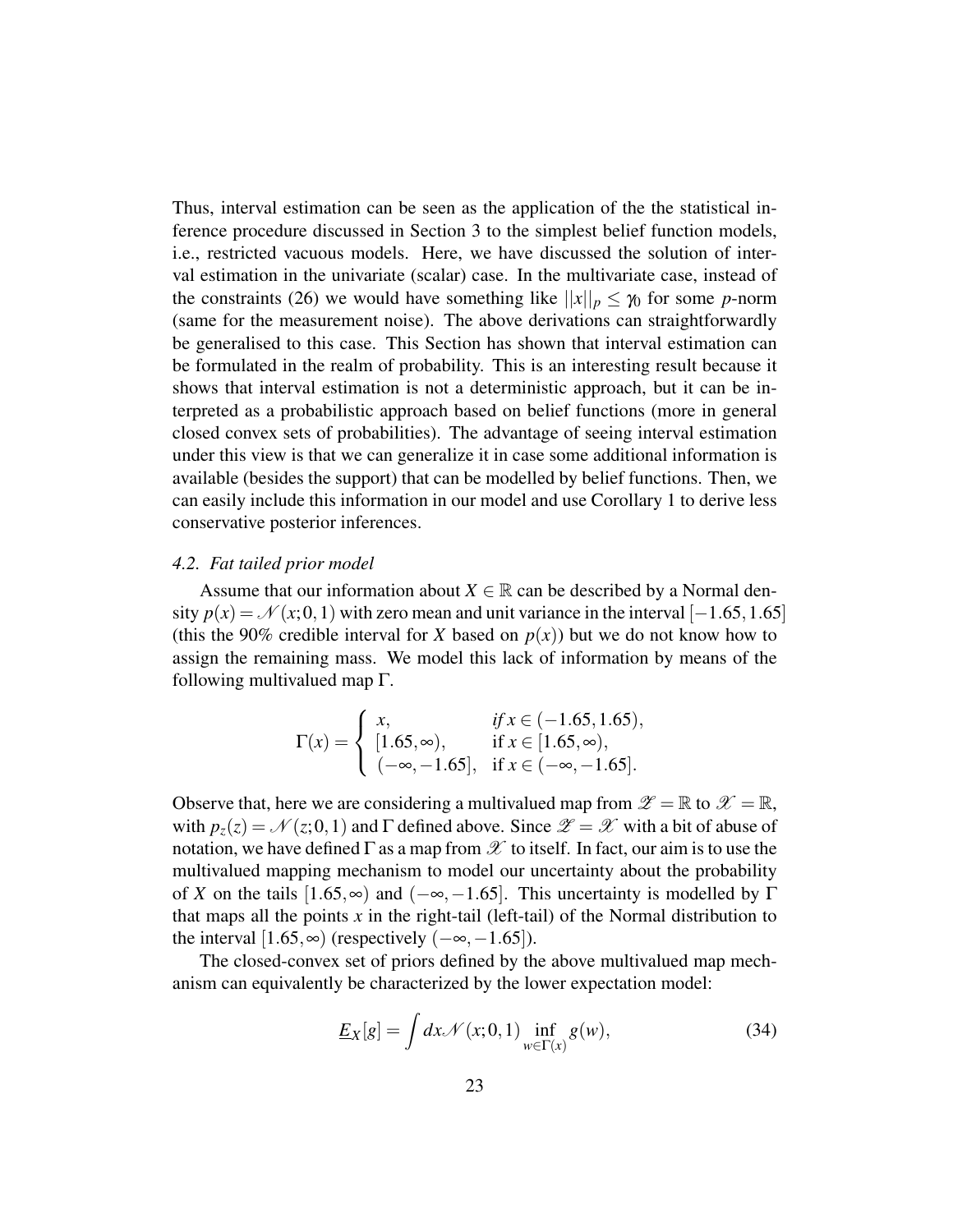Thus, interval estimation can be seen as the application of the the statistical inference procedure discussed in Section 3 to the simplest belief function models, i.e., restricted vacuous models. Here, we have discussed the solution of interval estimation in the univariate (scalar) case. In the multivariate case, instead of the constraints (26) we would have something like $||x||_p \leq \gamma_0$ for some $p$-norm (same for the measurement noise). The above derivations can straightforwardly be generalised to this case. This Section has shown that interval estimation can be formulated in the realm of probability. This is an interesting result because it shows that interval estimation is not a deterministic approach, but it can be interpreted as a probabilistic approach based on belief functions (more in general closed convex sets of probabilities). The advantage of seeing interval estimation under this view is that we can generalize it in case some additional information is available (besides the support) that can be modelled by belief functions. Then, we can easily include this information in our model and use Corollary 1 to derive less conservative posterior inferences.

### *4.2. Fat tailed prior model*

Assume that our information about $X \in \mathbb{R}$ can be described by a Normal density $p(x) = \mathcal{N}(x; 0, 1)$ with zero mean and unit variance in the interval $[-1.65, 1.65]$ (this the 90% credible interval for $X$ based on $p(x)$) but we do not know how to assign the remaining mass. We model this lack of information by means of the following multivalued map $\Gamma$.

$$\Gamma(x) = \begin{cases} x, & \textit{if } x \in (-1.65, 1.65), \\ [1.65, \infty), & \text{if } x \in [1.65, \infty), \\ (-\infty, -1.65], & \text{if } x \in (-\infty, -1.65]. \end{cases}$$

Observe that, here we are considering a multivalued map from $\mathscr{Z} = \mathbb{R}$ to $\mathscr{X} = \mathbb{R}$, with $p_z(z) = \mathcal{N}(z; 0, 1)$ and $\Gamma$ defined above. Since $\mathscr{Z} = \mathscr{X}$ with a bit of abuse of notation, we have defined $\Gamma$ as a map from $\mathscr{X}$ to itself. In fact, our aim is to use the multivalued mapping mechanism to model our uncertainty about the probability of $X$ on the tails $[1.65, \infty)$ and $(-\infty, -1.65]$. This uncertainty is modelled by $\Gamma$ that maps all the points $x$ in the right-tail (left-tail) of the Normal distribution to the interval $[1.65, \infty)$ (respectively $(-\infty, -1.65]$).

The closed-convex set of priors defined by the above multivalued map mechanism can equivalently be characterized by the lower expectation model:

$$\underline{E}_X[g] = \int dx \mathcal{N}(x; 0, 1) \inf_{w \in \Gamma(x)} g(w), \tag{34}$$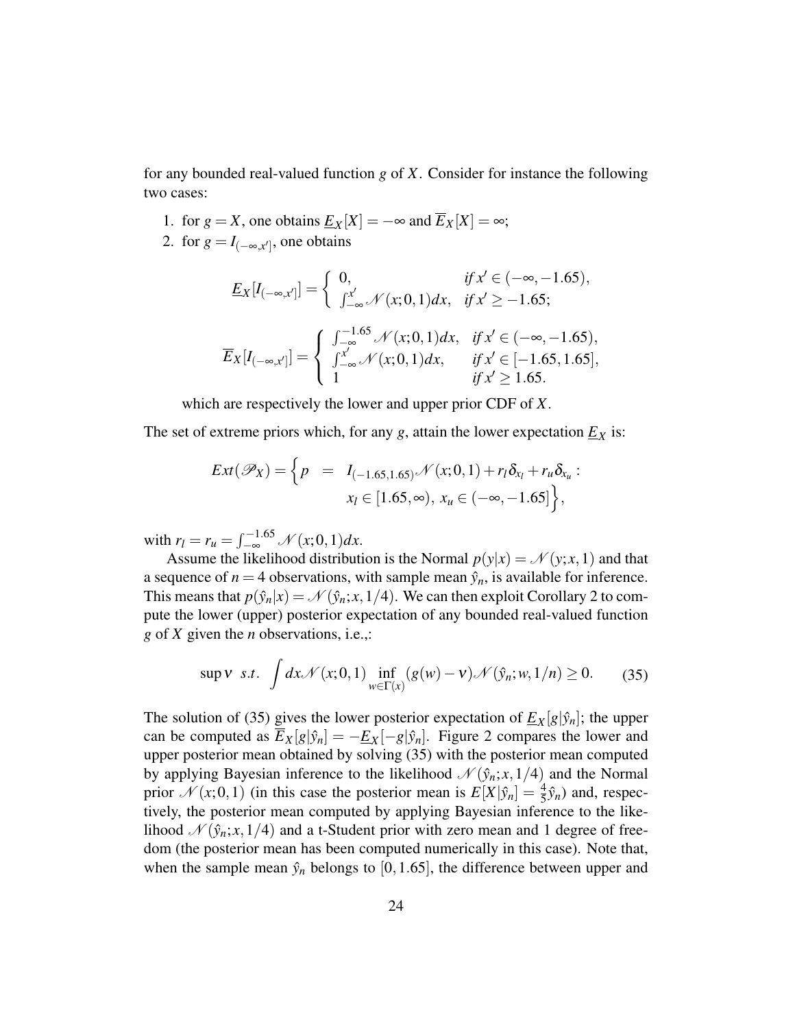for any bounded real-valued function $g$ of $X$. Consider for instance the following two cases:

1. for $g = X$, one obtains $\underline{E}_X[X] = -\infty$ and $\overline{E}_X[X] = \infty$;
2. for $g = I_{(-\infty,x']}$, one obtains

$$\underline{E}_X[I_{(-\infty,x']}] = \begin{cases} 0, & \text{if } x' \in (-\infty, -1.65), \\ \int_{-\infty}^{x'} \mathcal{N}(x;0,1)dx, & \text{if } x' \geq -1.65; \end{cases}$$

$$\overline{E}_X[I_{(-\infty,x']}] = \begin{cases} \int_{-\infty}^{-1.65} \mathcal{N}(x;0,1)dx, & \text{if } x' \in (-\infty, -1.65), \\ \int_{-\infty}^{x'} \mathcal{N}(x;0,1)dx, & \text{if } x' \in [-1.65, 1.65], \\ 1 & \text{if } x' \geq 1.65. \end{cases}$$

which are respectively the lower and upper prior CDF of $X$.

The set of extreme priors which, for any $g$, attain the lower expectation $\underline{E}_X$ is:

$$Ext(\mathscr{P}_X) = \Big\{ p \;=\; I_{(-1.65,1.65)}\mathcal{N}(x;0,1) + r_l \delta_{x_l} + r_u \delta_{x_u} : \\ x_l \in [1.65, \infty),\; x_u \in (-\infty, -1.65] \Big\},$$

with $r_l = r_u = \int_{-\infty}^{-1.65} \mathcal{N}(x;0,1)dx$.

Assume the likelihood distribution is the Normal $p(y|x) = \mathcal{N}(y;x,1)$ and that a sequence of $n = 4$ observations, with sample mean $\hat{y}_n$, is available for inference. This means that $p(\hat{y}_n|x) = \mathcal{N}(\hat{y}_n;x,1/4)$. We can then exploit Corollary 2 to compute the lower (upper) posterior expectation of any bounded real-valued function $g$ of $X$ given the $n$ observations, i.e.,:

$$\sup \nu \;\; s.t. \;\; \int dx \mathcal{N}(x;0,1) \inf_{w \in \Gamma(x)} (g(w) - \nu)\mathcal{N}(\hat{y}_n;w,1/n) \geq 0. \tag{35}$$

The solution of (35) gives the lower posterior expectation of $\underline{E}_X[g|\hat{y}_n]$; the upper can be computed as $\overline{E}_X[g|\hat{y}_n] = -\underline{E}_X[-g|\hat{y}_n]$. Figure 2 compares the lower and upper posterior mean obtained by solving (35) with the posterior mean computed by applying Bayesian inference to the likelihood $\mathcal{N}(\hat{y}_n;x,1/4)$ and the Normal prior $\mathcal{N}(x;0,1)$ (in this case the posterior mean is $E[X|\hat{y}_n] = \frac{4}{5}\hat{y}_n$) and, respectively, the posterior mean computed by applying Bayesian inference to the likelihood $\mathcal{N}(\hat{y}_n;x,1/4)$ and a t-Student prior with zero mean and 1 degree of freedom (the posterior mean has been computed numerically in this case). Note that, when the sample mean $\hat{y}_n$ belongs to $[0, 1.65]$, the difference between upper and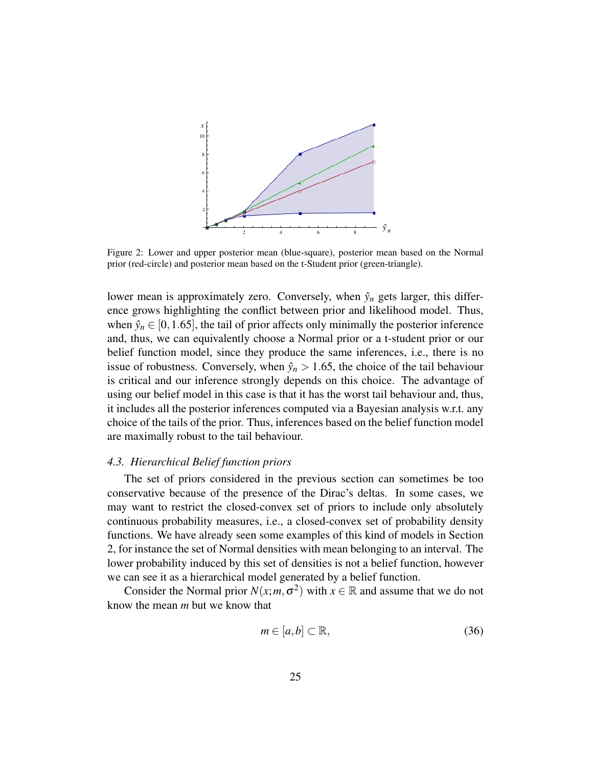Figure 2: Lower and upper posterior mean (blue-square), posterior mean based on the Normal prior (red-circle) and posterior mean based on the t-Student prior (green-triangle).

lower mean is approximately zero. Conversely, when $\hat{y}_n$ gets larger, this difference grows highlighting the conflict between prior and likelihood model. Thus, when $\hat{y}_n \in [0, 1.65]$, the tail of prior affects only minimally the posterior inference and, thus, we can equivalently choose a Normal prior or a t-student prior or our belief function model, since they produce the same inferences, i.e., there is no issue of robustness. Conversely, when $\hat{y}_n > 1.65$, the choice of the tail behaviour is critical and our inference strongly depends on this choice. The advantage of using our belief model in this case is that it has the worst tail behaviour and, thus, it includes all the posterior inferences computed via a Bayesian analysis w.r.t. any choice of the tails of the prior. Thus, inferences based on the belief function model are maximally robust to the tail behaviour.

### *4.3. Hierarchical Belief function priors*

The set of priors considered in the previous section can sometimes be too conservative because of the presence of the Dirac's deltas. In some cases, we may want to restrict the closed-convex set of priors to include only absolutely continuous probability measures, i.e., a closed-convex set of probability density functions. We have already seen some examples of this kind of models in Section 2, for instance the set of Normal densities with mean belonging to an interval. The lower probability induced by this set of densities is not a belief function, however we can see it as a hierarchical model generated by a belief function.

Consider the Normal prior $N(x; m, \sigma^2)$ with $x \in \mathbb{R}$ and assume that we do not know the mean $m$ but we know that

$$m \in [a, b] \subset \mathbb{R}, \tag{36}$$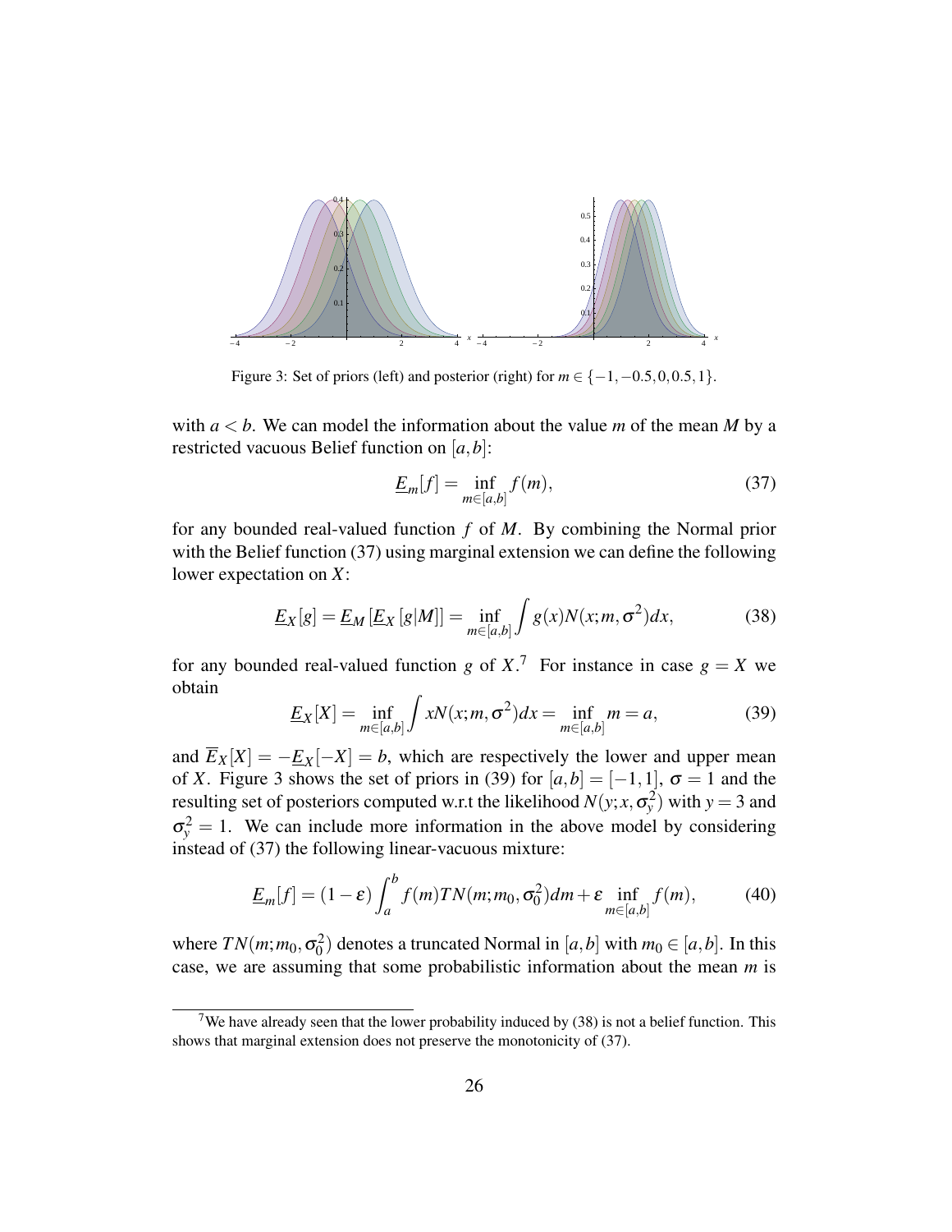Figure 3: Set of priors (left) and posterior (right) for $m \in \{-1, -0.5, 0, 0.5, 1\}$.

with $a < b$. We can model the information about the value $m$ of the mean $M$ by a restricted vacuous Belief function on $[a,b]$:

$$\underline{E}_m[f] = \inf_{m \in [a,b]} f(m), \tag{37}$$

for any bounded real-valued function $f$ of $M$. By combining the Normal prior with the Belief function (37) using marginal extension we can define the following lower expectation on $X$:

$$\underline{E}_X[g] = \underline{E}_M\left[\underline{E}_X[g|M]\right] = \inf_{m \in [a,b]} \int g(x) N(x; m, \sigma^2) dx, \tag{38}$$

for any bounded real-valued function $g$ of $X$.[7] For instance in case $g = X$ we obtain

$$\underline{E}_X[X] = \inf_{m \in [a,b]} \int x N(x; m, \sigma^2) dx = \inf_{m \in [a,b]} m = a, \tag{39}$$

and $\overline{E}_X[X] = -\underline{E}_X[-X] = b$, which are respectively the lower and upper mean of $X$. Figure 3 shows the set of priors in (39) for $[a,b] = [-1,1]$, $\sigma = 1$ and the resulting set of posteriors computed w.r.t the likelihood $N(y; x, \sigma_y^2)$ with $y = 3$ and $\sigma_y^2 = 1$. We can include more information in the above model by considering instead of (37) the following linear-vacuous mixture:

$$\underline{E}_m[f] = (1-\varepsilon)\int_a^b f(m) TN(m; m_0, \sigma_0^2) dm + \varepsilon \inf_{m \in [a,b]} f(m), \tag{40}$$

where $TN(m; m_0, \sigma_0^2)$ denotes a truncated Normal in $[a,b]$ with $m_0 \in [a,b]$. In this case, we are assuming that some probabilistic information about the mean $m$ is

[7] We have already seen that the lower probability induced by (38) is not a belief function. This shows that marginal extension does not preserve the monotonicity of (37).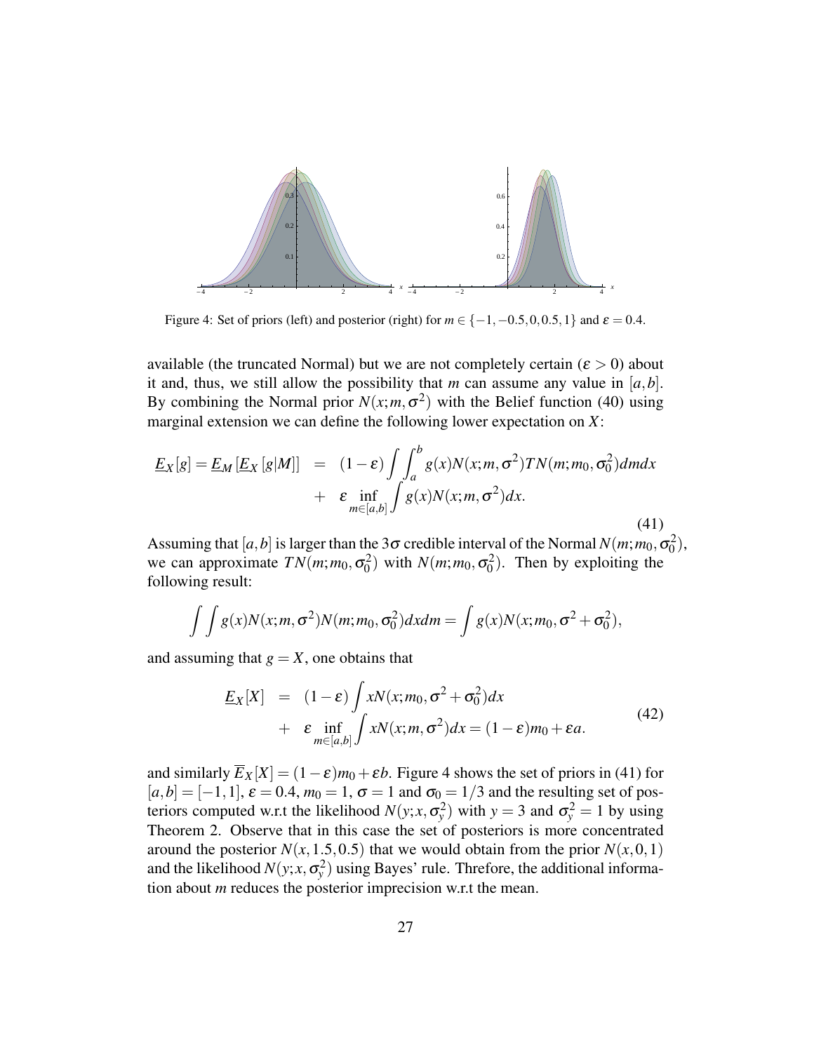Figure 4: Set of priors (left) and posterior (right) for $m \in \{-1, -0.5, 0, 0.5, 1\}$ and $\varepsilon = 0.4$.

available (the truncated Normal) but we are not completely certain ($\varepsilon > 0$) about it and, thus, we still allow the possibility that $m$ can assume any value in $[a,b]$. By combining the Normal prior $N(x;m,\sigma^2)$ with the Belief function (40) using marginal extension we can define the following lower expectation on $X$:

$$
\begin{aligned}
\underline{E}_X[g] = \underline{E}_M\left[\underline{E}_X\left[g|M\right]\right] &= (1-\varepsilon)\int\int_a^b g(x)N(x;m,\sigma^2)TN(m;m_0,\sigma_0^2)dmdx \\
&+ \varepsilon \inf_{m\in[a,b]}\int g(x)N(x;m,\sigma^2)dx.
\end{aligned}
\tag{41}
$$

Assuming that $[a,b]$ is larger than the $3\sigma$ credible interval of the Normal $N(m;m_0,\sigma_0^2)$, we can approximate $TN(m;m_0,\sigma_0^2)$ with $N(m;m_0,\sigma_0^2)$. Then by exploiting the following result:

$$
\int\int g(x)N(x;m,\sigma^2)N(m;m_0,\sigma_0^2)dxdm = \int g(x)N(x;m_0,\sigma^2+\sigma_0^2),
$$

and assuming that $g = X$, one obtains that

$$
\begin{aligned}
\underline{E}_X[X] &= (1-\varepsilon)\int xN(x;m_0,\sigma^2+\sigma_0^2)dx \\
&+ \varepsilon \inf_{m\in[a,b]}\int xN(x;m,\sigma^2)dx = (1-\varepsilon)m_0+\varepsilon a.
\end{aligned}
\tag{42}
$$

and similarly $\overline{E}_X[X] = (1-\varepsilon)m_0+\varepsilon b$. Figure 4 shows the set of priors in (41) for $[a,b] = [-1,1]$, $\varepsilon = 0.4$, $m_0 = 1$, $\sigma = 1$ and $\sigma_0 = 1/3$ and the resulting set of posteriors computed w.r.t the likelihood $N(y;x,\sigma_y^2)$ with $y = 3$ and $\sigma_y^2 = 1$ by using Theorem 2. Observe that in this case the set of posteriors is more concentrated around the posterior $N(x,1.5,0.5)$ that we would obtain from the prior $N(x,0,1)$ and the likelihood $N(y;x,\sigma_y^2)$ using Bayes' rule. Threfore, the additional information about $m$ reduces the posterior imprecision w.r.t the mean.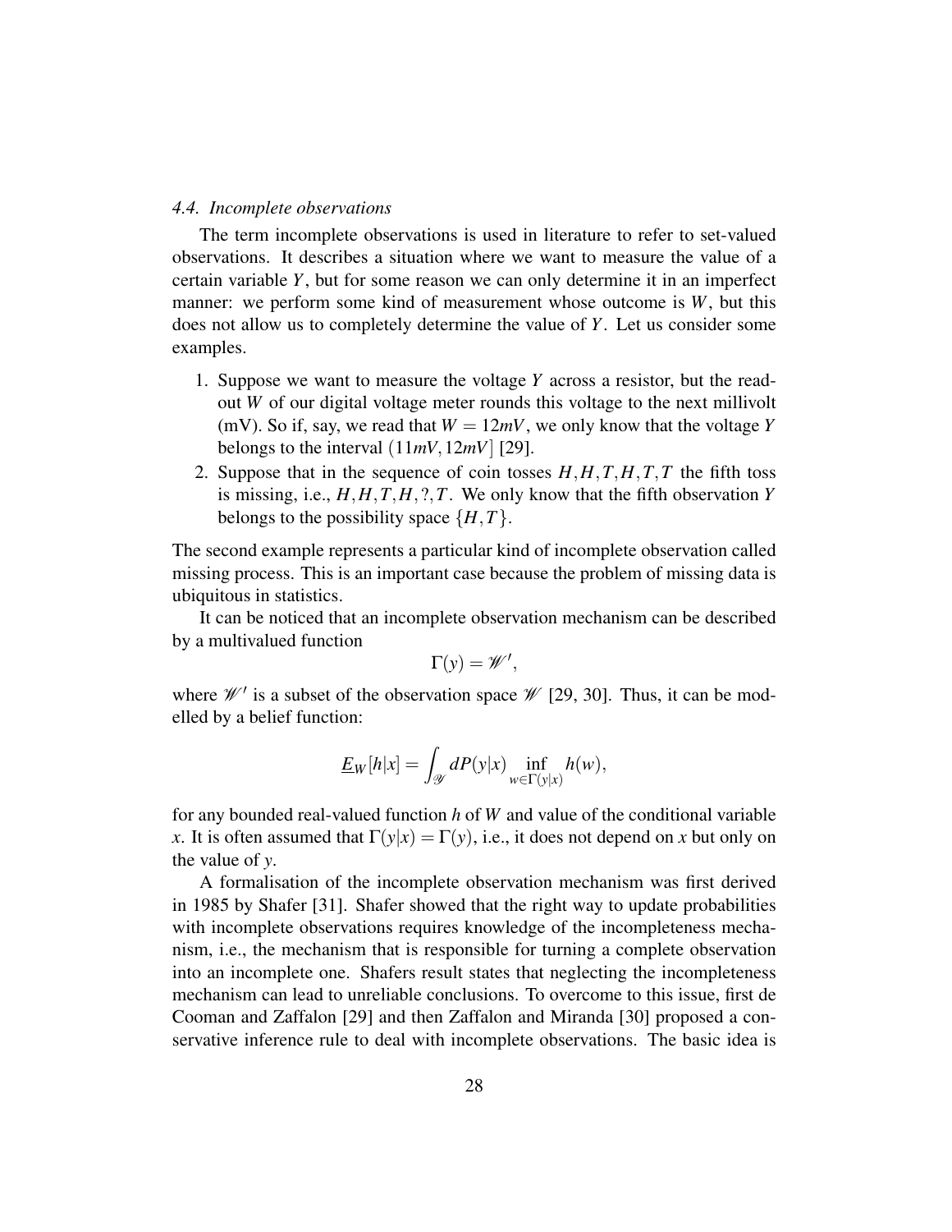### 4.4. Incomplete observations

The term incomplete observations is used in literature to refer to set-valued observations. It describes a situation where we want to measure the value of a certain variable $Y$, but for some reason we can only determine it in an imperfect manner: we perform some kind of measurement whose outcome is $W$, but this does not allow us to completely determine the value of $Y$. Let us consider some examples.

1. Suppose we want to measure the voltage $Y$ across a resistor, but the read-out $W$ of our digital voltage meter rounds this voltage to the next millivolt (mV). So if, say, we read that $W = 12mV$, we only know that the voltage $Y$ belongs to the interval $(11mV, 12mV]$ [29].
2. Suppose that in the sequence of coin tosses $H, H, T, H, T, T$ the fifth toss is missing, i.e., $H, H, T, H, ?, T$. We only know that the fifth observation $Y$ belongs to the possibility space $\{H, T\}$.

The second example represents a particular kind of incomplete observation called missing process. This is an important case because the problem of missing data is ubiquitous in statistics.

It can be noticed that an incomplete observation mechanism can be described by a multivalued function

$$\Gamma(y) = \mathscr{W}',$$

where $\mathscr{W}'$ is a subset of the observation space $\mathscr{W}$ [29, 30]. Thus, it can be modelled by a belief function:

$$\underline{E}_W[h|x] = \int_{\mathscr{Y}} dP(y|x) \inf_{w \in \Gamma(y|x)} h(w),$$

for any bounded real-valued function $h$ of $W$ and value of the conditional variable $x$. It is often assumed that $\Gamma(y|x) = \Gamma(y)$, i.e., it does not depend on $x$ but only on the value of $y$.

A formalisation of the incomplete observation mechanism was first derived in 1985 by Shafer [31]. Shafer showed that the right way to update probabilities with incomplete observations requires knowledge of the incompleteness mechanism, i.e., the mechanism that is responsible for turning a complete observation into an incomplete one. Shafers result states that neglecting the incompleteness mechanism can lead to unreliable conclusions. To overcome to this issue, first de Cooman and Zaffalon [29] and then Zaffalon and Miranda [30] proposed a conservative inference rule to deal with incomplete observations. The basic idea is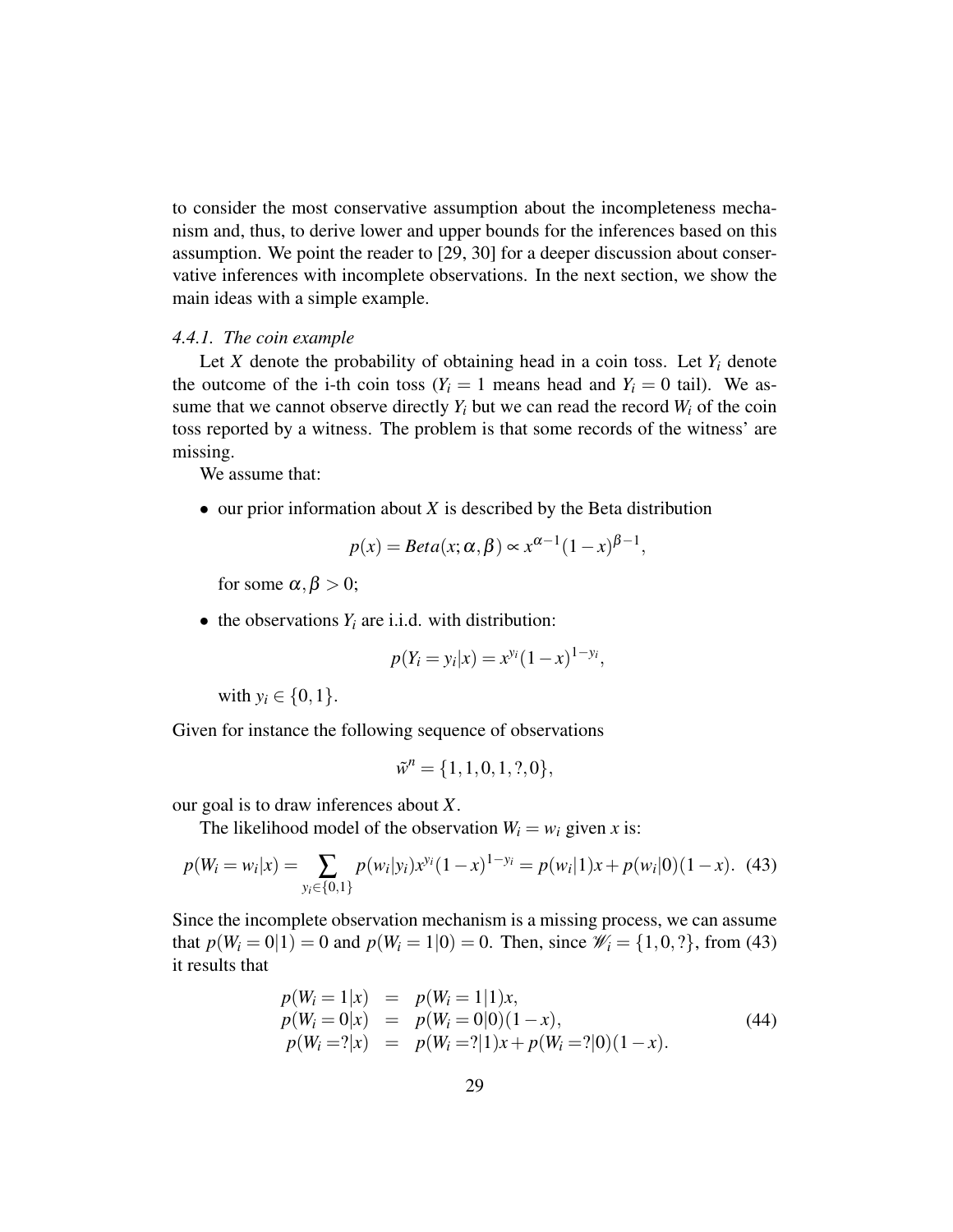to consider the most conservative assumption about the incompleteness mechanism and, thus, to derive lower and upper bounds for the inferences based on this assumption. We point the reader to [29, 30] for a deeper discussion about conservative inferences with incomplete observations. In the next section, we show the main ideas with a simple example.

#### *4.4.1. The coin example*

Let $X$ denote the probability of obtaining head in a coin toss. Let $Y_i$ denote the outcome of the i-th coin toss ($Y_i = 1$ means head and $Y_i = 0$ tail). We assume that we cannot observe directly $Y_i$ but we can read the record $W_i$ of the coin toss reported by a witness. The problem is that some records of the witness' are missing.

We assume that:

- our prior information about $X$ is described by the Beta distribution

$$p(x) = Beta(x; \alpha, \beta) \propto x^{\alpha-1}(1-x)^{\beta-1},$$

  for some $\alpha, \beta > 0$;

- the observations $Y_i$ are i.i.d. with distribution:

$$p(Y_i = y_i | x) = x^{y_i}(1-x)^{1-y_i},$$

  with $y_i \in \{0, 1\}$.

Given for instance the following sequence of observations

$$\tilde{w}^n = \{1, 1, 0, 1, ?, 0\},$$

our goal is to draw inferences about $X$.

The likelihood model of the observation $W_i = w_i$ given $x$ is:

$$p(W_i = w_i | x) = \sum_{y_i \in \{0,1\}} p(w_i | y_i) x^{y_i}(1-x)^{1-y_i} = p(w_i|1)x + p(w_i|0)(1-x). \quad (43)$$

Since the incomplete observation mechanism is a missing process, we can assume that $p(W_i = 0|1) = 0$ and $p(W_i = 1|0) = 0$. Then, since $\mathscr{W}_i = \{1, 0, ?\}$, from (43) it results that

$$\begin{array}{rcl} p(W_i = 1|x) & = & p(W_i = 1|1)x, \\ p(W_i = 0|x) & = & p(W_i = 0|0)(1-x), \\ p(W_i = ?|x) & = & p(W_i = ?|1)x + p(W_i = ?|0)(1-x). \end{array} \quad (44)$$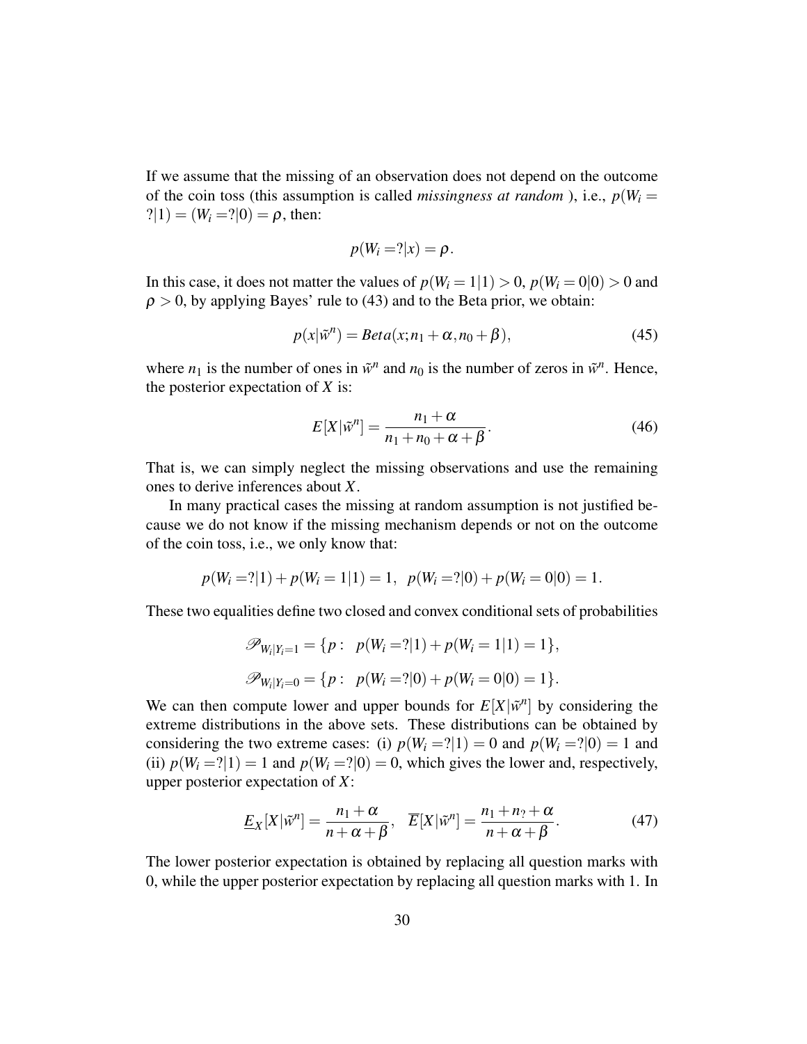If we assume that the missing of an observation does not depend on the outcome of the coin toss (this assumption is called *missingness at random* ), i.e., $p(W_i = ?|1) = (W_i = ?|0) = \rho$, then:

$$p(W_i = ?|x) = \rho.$$

In this case, it does not matter the values of $p(W_i = 1|1) > 0$, $p(W_i = 0|0) > 0$ and $\rho > 0$, by applying Bayes' rule to (43) and to the Beta prior, we obtain:

$$p(x|\tilde{w}^n) = Beta(x; n_1 + \alpha, n_0 + \beta), \tag{45}$$

where $n_1$ is the number of ones in $\tilde{w}^n$ and $n_0$ is the number of zeros in $\tilde{w}^n$. Hence, the posterior expectation of $X$ is:

$$E[X|\tilde{w}^n] = \frac{n_1 + \alpha}{n_1 + n_0 + \alpha + \beta}. \tag{46}$$

That is, we can simply neglect the missing observations and use the remaining ones to derive inferences about $X$.

In many practical cases the missing at random assumption is not justified because we do not know if the missing mechanism depends or not on the outcome of the coin toss, i.e., we only know that:

$$p(W_i = ?|1) + p(W_i = 1|1) = 1, \;\; p(W_i = ?|0) + p(W_i = 0|0) = 1.$$

These two equalities define two closed and convex conditional sets of probabilities

$$\mathscr{P}_{W_i|Y_i=1} = \{p: \;\; p(W_i = ?|1) + p(W_i = 1|1) = 1\},$$

$$\mathscr{P}_{W_i|Y_i=0} = \{p: \;\; p(W_i = ?|0) + p(W_i = 0|0) = 1\}.$$

We can then compute lower and upper bounds for $E[X|\tilde{w}^n]$ by considering the extreme distributions in the above sets. These distributions can be obtained by considering the two extreme cases: (i) $p(W_i = ?|1) = 0$ and $p(W_i = ?|0) = 1$ and (ii) $p(W_i = ?|1) = 1$ and $p(W_i = ?|0) = 0$, which gives the lower and, respectively, upper posterior expectation of $X$:

$$\underline{E}_X[X|\tilde{w}^n] = \frac{n_1 + \alpha}{n + \alpha + \beta}, \;\;\; \overline{E}[X|\tilde{w}^n] = \frac{n_1 + n_? + \alpha}{n + \alpha + \beta}. \tag{47}$$

The lower posterior expectation is obtained by replacing all question marks with 0, while the upper posterior expectation by replacing all question marks with 1. In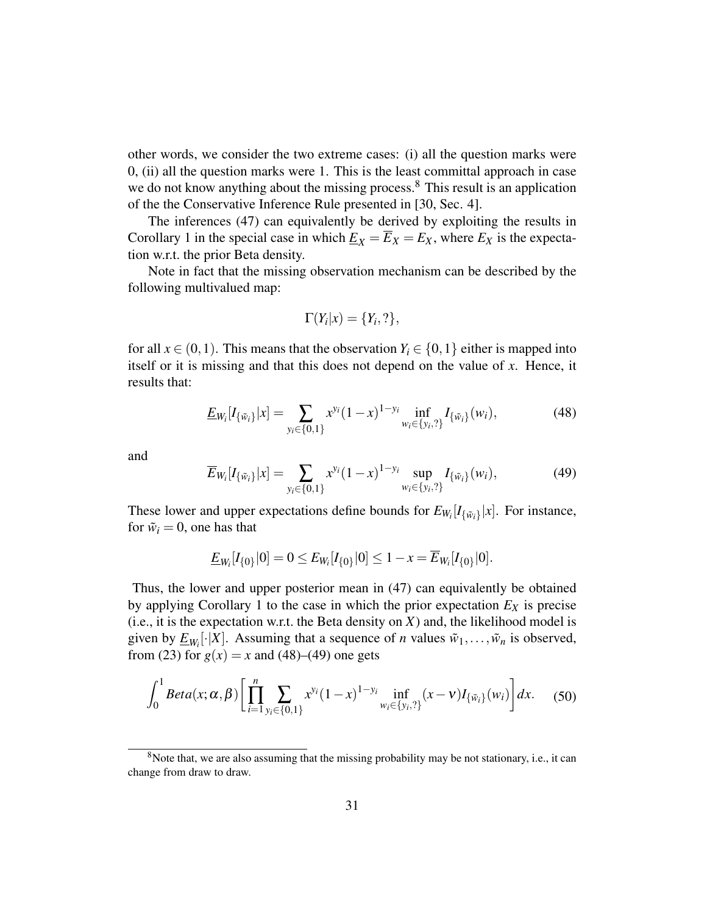other words, we consider the two extreme cases: (i) all the question marks were 0, (ii) all the question marks were 1. This is the least committal approach in case we do not know anything about the missing process.[8] This result is an application of the the Conservative Inference Rule presented in [30, Sec. 4].

The inferences (47) can equivalently be derived by exploiting the results in Corollary 1 in the special case in which $\underline{E}_X = \overline{E}_X = E_X$, where $E_X$ is the expectation w.r.t. the prior Beta density.

Note in fact that the missing observation mechanism can be described by the following multivalued map:

$$\Gamma(Y_i|x) = \{Y_i, ?\},$$

for all $x \in (0,1)$. This means that the observation $Y_i \in \{0,1\}$ either is mapped into itself or it is missing and that this does not depend on the value of $x$. Hence, it results that:

$$\underline{E}_{W_i}[I_{\{\tilde{w}_i\}}|x] = \sum_{y_i \in \{0,1\}} x^{y_i}(1-x)^{1-y_i} \inf_{w_i \in \{y_i, ?\}} I_{\{\tilde{w}_i\}}(w_i), \tag{48}$$

and

$$\overline{E}_{W_i}[I_{\{\tilde{w}_i\}}|x] = \sum_{y_i \in \{0,1\}} x^{y_i}(1-x)^{1-y_i} \sup_{w_i \in \{y_i, ?\}} I_{\{\tilde{w}_i\}}(w_i), \tag{49}$$

These lower and upper expectations define bounds for $E_{W_i}[I_{\{\tilde{w}_i\}}|x]$. For instance, for $\tilde{w}_i = 0$, one has that

$$\underline{E}_{W_i}[I_{\{0\}}|0] = 0 \leq E_{W_i}[I_{\{0\}}|0] \leq 1 - x = \overline{E}_{W_i}[I_{\{0\}}|0].$$

Thus, the lower and upper posterior mean in (47) can equivalently be obtained by applying Corollary 1 to the case in which the prior expectation $E_X$ is precise (i.e., it is the expectation w.r.t. the Beta density on $X$) and, the likelihood model is given by $\underline{E}_{W_i}[\cdot|X]$. Assuming that a sequence of $n$ values $\tilde{w}_1, \ldots, \tilde{w}_n$ is observed, from (23) for $g(x) = x$ and (48)–(49) one gets

$$\int_0^1 Beta(x;\alpha,\beta) \left[ \prod_{i=1}^{n} \sum_{y_i \in \{0,1\}} x^{y_i}(1-x)^{1-y_i} \inf_{w_i \in \{y_i, ?\}} (x - \nu) I_{\{\tilde{w}_i\}}(w_i) \right] dx. \tag{50}$$

[8] Note that, we are also assuming that the missing probability may be not stationary, i.e., it can change from draw to draw.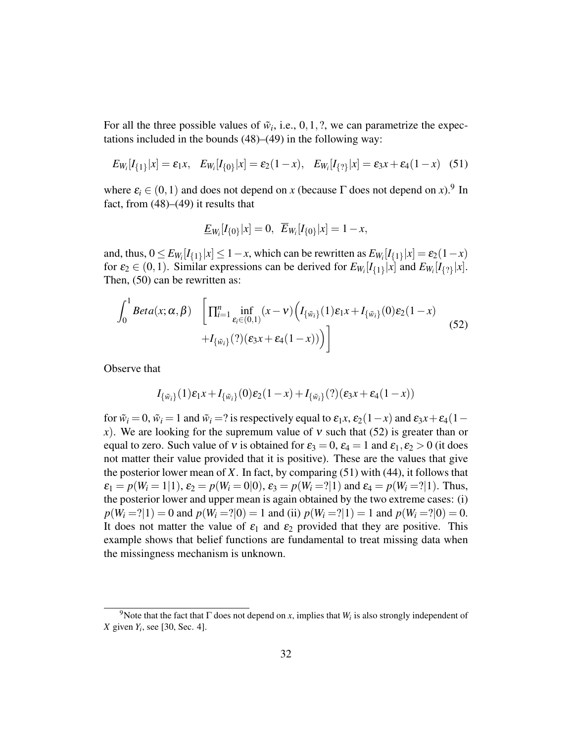For all the three possible values of $\tilde{w}_i$, i.e., $0, 1, ?$, we can parametrize the expectations included in the bounds (48)–(49) in the following way:

$$E_{W_i}[I_{\{1\}}|x] = \varepsilon_1 x, \quad E_{W_i}[I_{\{0\}}|x] = \varepsilon_2(1-x), \quad E_{W_i}[I_{\{?\}}|x] = \varepsilon_3 x + \varepsilon_4(1-x) \quad (51)$$

where $\varepsilon_i \in (0,1)$ and does not depend on $x$ (because $\Gamma$ does not depend on $x$).[9] In fact, from (48)–(49) it results that

$$\underline{E}_{W_i}[I_{\{0\}}|x] = 0, \quad \overline{E}_{W_i}[I_{\{0\}}|x] = 1-x,$$

and, thus, $0 \leq E_{W_i}[I_{\{1\}}|x] \leq 1-x$, which can be rewritten as $E_{W_i}[I_{\{1\}}|x] = \varepsilon_2(1-x)$ for $\varepsilon_2 \in (0,1)$. Similar expressions can be derived for $E_{W_i}[I_{\{1\}}|x]$ and $E_{W_i}[I_{\{?\}}|x]$. Then, (50) can be rewritten as:

$$\int_0^1 Beta(x;\alpha,\beta) \quad \left[ \prod_{i=1}^n \inf_{\varepsilon_i \in (0,1)} (x-\nu)\Big( I_{\{\tilde{w}_i\}}(1)\varepsilon_1 x + I_{\{\tilde{w}_i\}}(0)\varepsilon_2(1-x) + I_{\{\tilde{w}_i\}}(?)(\varepsilon_3 x + \varepsilon_4(1-x)) \Big) \right] \quad (52)$$

Observe that

$$I_{\{\tilde{w}_i\}}(1)\varepsilon_1 x + I_{\{\tilde{w}_i\}}(0)\varepsilon_2(1-x) + I_{\{\tilde{w}_i\}}(?)(\varepsilon_3 x + \varepsilon_4(1-x))$$

for $\tilde{w}_i = 0$, $\tilde{w}_i = 1$ and $\tilde{w}_i = ?$ is respectively equal to $\varepsilon_1 x$, $\varepsilon_2(1-x)$ and $\varepsilon_3 x + \varepsilon_4(1-x)$. We are looking for the supremum value of $\nu$ such that (52) is greater than or equal to zero. Such value of $\nu$ is obtained for $\varepsilon_3 = 0$, $\varepsilon_4 = 1$ and $\varepsilon_1, \varepsilon_2 > 0$ (it does not matter their value provided that it is positive). These are the values that give the posterior lower mean of $X$. In fact, by comparing (51) with (44), it follows that $\varepsilon_1 = p(W_i = 1|1)$, $\varepsilon_2 = p(W_i = 0|0)$, $\varepsilon_3 = p(W_i = ?|1)$ and $\varepsilon_4 = p(W_i = ?|1)$. Thus, the posterior lower and upper mean is again obtained by the two extreme cases: (i) $p(W_i = ?|1) = 0$ and $p(W_i = ?|0) = 1$ and (ii) $p(W_i = ?|1) = 1$ and $p(W_i = ?|0) = 0$. It does not matter the value of $\varepsilon_1$ and $\varepsilon_2$ provided that they are positive. This example shows that belief functions are fundamental to treat missing data when the missingness mechanism is unknown.

---

[9] Note that the fact that $\Gamma$ does not depend on $x$, implies that $W_i$ is also strongly independent of $X$ given $Y_i$, see [30, Sec. 4].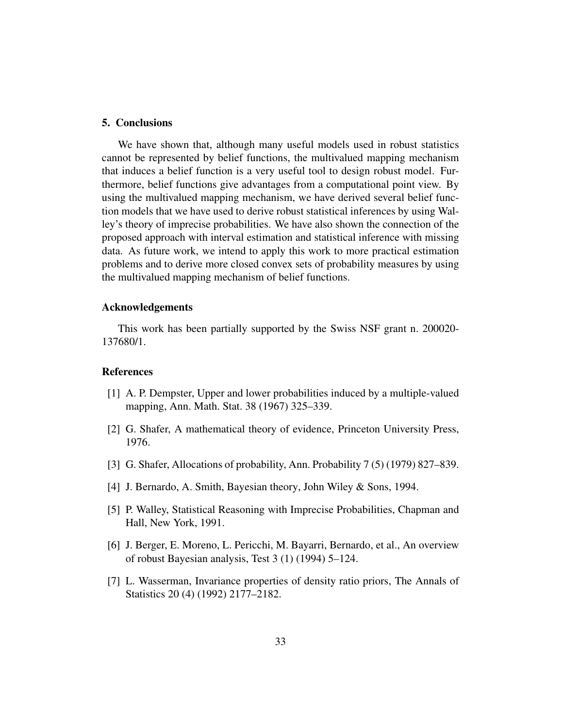## 5. Conclusions

We have shown that, although many useful models used in robust statistics cannot be represented by belief functions, the multivalued mapping mechanism that induces a belief function is a very useful tool to design robust model. Furthermore, belief functions give advantages from a computational point view. By using the multivalued mapping mechanism, we have derived several belief function models that we have used to derive robust statistical inferences by using Walley's theory of imprecise probabilities. We have also shown the connection of the proposed approach with interval estimation and statistical inference with missing data. As future work, we intend to apply this work to more practical estimation problems and to derive more closed convex sets of probability measures by using the multivalued mapping mechanism of belief functions.

### Acknowledgements

This work has been partially supported by the Swiss NSF grant n. 200020-137680/1.

### References

[1] A. P. Dempster, Upper and lower probabilities induced by a multiple-valued mapping, Ann. Math. Stat. 38 (1967) 325–339.

[2] G. Shafer, A mathematical theory of evidence, Princeton University Press, 1976.

[3] G. Shafer, Allocations of probability, Ann. Probability 7 (5) (1979) 827–839.

[4] J. Bernardo, A. Smith, Bayesian theory, John Wiley & Sons, 1994.

[5] P. Walley, Statistical Reasoning with Imprecise Probabilities, Chapman and Hall, New York, 1991.

[6] J. Berger, E. Moreno, L. Pericchi, M. Bayarri, Bernardo, et al., An overview of robust Bayesian analysis, Test 3 (1) (1994) 5–124.

[7] L. Wasserman, Invariance properties of density ratio priors, The Annals of Statistics 20 (4) (1992) 2177–2182.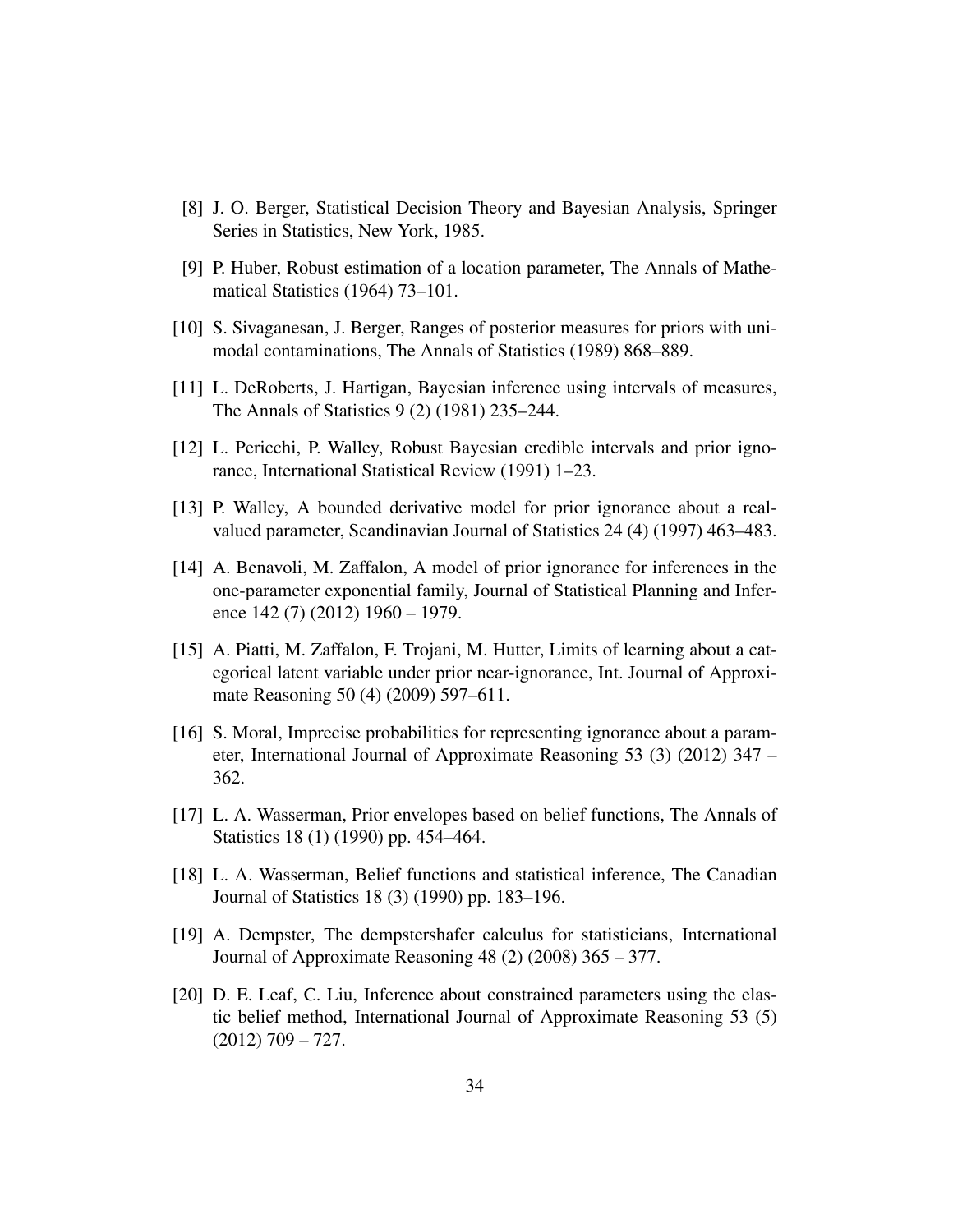[8] J. O. Berger, Statistical Decision Theory and Bayesian Analysis, Springer Series in Statistics, New York, 1985.

[9] P. Huber, Robust estimation of a location parameter, The Annals of Mathematical Statistics (1964) 73–101.

[10] S. Sivaganesan, J. Berger, Ranges of posterior measures for priors with unimodal contaminations, The Annals of Statistics (1989) 868–889.

[11] L. DeRoberts, J. Hartigan, Bayesian inference using intervals of measures, The Annals of Statistics 9 (2) (1981) 235–244.

[12] L. Pericchi, P. Walley, Robust Bayesian credible intervals and prior ignorance, International Statistical Review (1991) 1–23.

[13] P. Walley, A bounded derivative model for prior ignorance about a real-valued parameter, Scandinavian Journal of Statistics 24 (4) (1997) 463–483.

[14] A. Benavoli, M. Zaffalon, A model of prior ignorance for inferences in the one-parameter exponential family, Journal of Statistical Planning and Inference 142 (7) (2012) 1960 – 1979.

[15] A. Piatti, M. Zaffalon, F. Trojani, M. Hutter, Limits of learning about a categorical latent variable under prior near-ignorance, Int. Journal of Approximate Reasoning 50 (4) (2009) 597–611.

[16] S. Moral, Imprecise probabilities for representing ignorance about a parameter, International Journal of Approximate Reasoning 53 (3) (2012) 347 – 362.

[17] L. A. Wasserman, Prior envelopes based on belief functions, The Annals of Statistics 18 (1) (1990) pp. 454–464.

[18] L. A. Wasserman, Belief functions and statistical inference, The Canadian Journal of Statistics 18 (3) (1990) pp. 183–196.

[19] A. Dempster, The dempstershafer calculus for statisticians, International Journal of Approximate Reasoning 48 (2) (2008) 365 – 377.

[20] D. E. Leaf, C. Liu, Inference about constrained parameters using the elastic belief method, International Journal of Approximate Reasoning 53 (5) (2012) 709 – 727.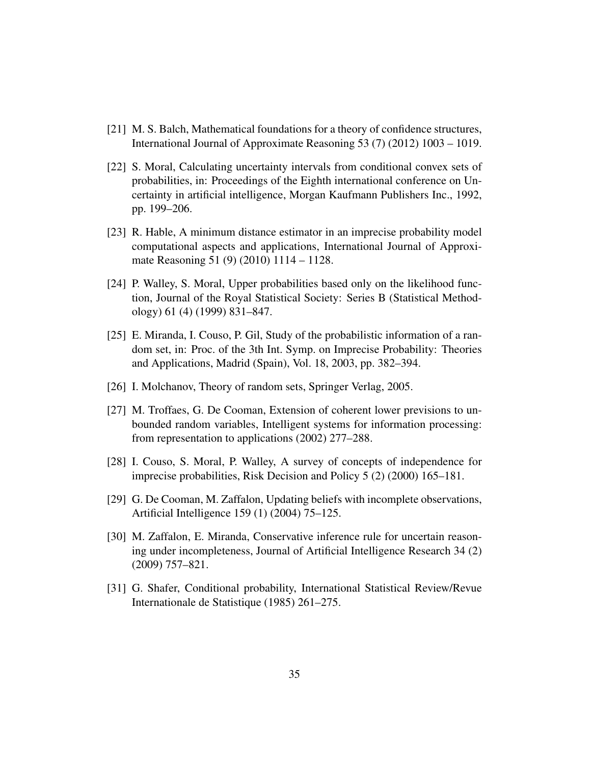[21] M. S. Balch, Mathematical foundations for a theory of confidence structures, International Journal of Approximate Reasoning 53 (7) (2012) 1003 – 1019.

[22] S. Moral, Calculating uncertainty intervals from conditional convex sets of probabilities, in: Proceedings of the Eighth international conference on Uncertainty in artificial intelligence, Morgan Kaufmann Publishers Inc., 1992, pp. 199–206.

[23] R. Hable, A minimum distance estimator in an imprecise probability model computational aspects and applications, International Journal of Approximate Reasoning 51 (9) (2010) 1114 – 1128.

[24] P. Walley, S. Moral, Upper probabilities based only on the likelihood function, Journal of the Royal Statistical Society: Series B (Statistical Methodology) 61 (4) (1999) 831–847.

[25] E. Miranda, I. Couso, P. Gil, Study of the probabilistic information of a random set, in: Proc. of the 3th Int. Symp. on Imprecise Probability: Theories and Applications, Madrid (Spain), Vol. 18, 2003, pp. 382–394.

[26] I. Molchanov, Theory of random sets, Springer Verlag, 2005.

[27] M. Troffaes, G. De Cooman, Extension of coherent lower previsions to unbounded random variables, Intelligent systems for information processing: from representation to applications (2002) 277–288.

[28] I. Couso, S. Moral, P. Walley, A survey of concepts of independence for imprecise probabilities, Risk Decision and Policy 5 (2) (2000) 165–181.

[29] G. De Cooman, M. Zaffalon, Updating beliefs with incomplete observations, Artificial Intelligence 159 (1) (2004) 75–125.

[30] M. Zaffalon, E. Miranda, Conservative inference rule for uncertain reasoning under incompleteness, Journal of Artificial Intelligence Research 34 (2) (2009) 757–821.

[31] G. Shafer, Conditional probability, International Statistical Review/Revue Internationale de Statistique (1985) 261–275.